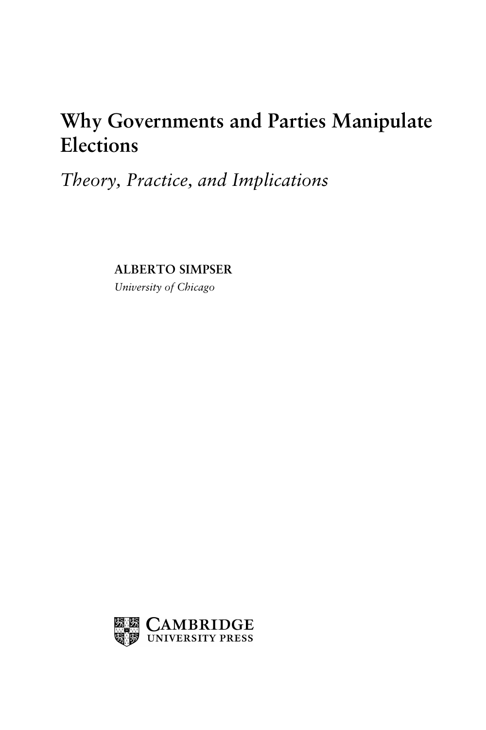# Why Governments and Parties Manipulate Elections

*Theory, Practice, and Implications*

**ALBERTO SIMPSER**

*University of Chicago*

CAMBRIDGE UNIVERSITY PRESS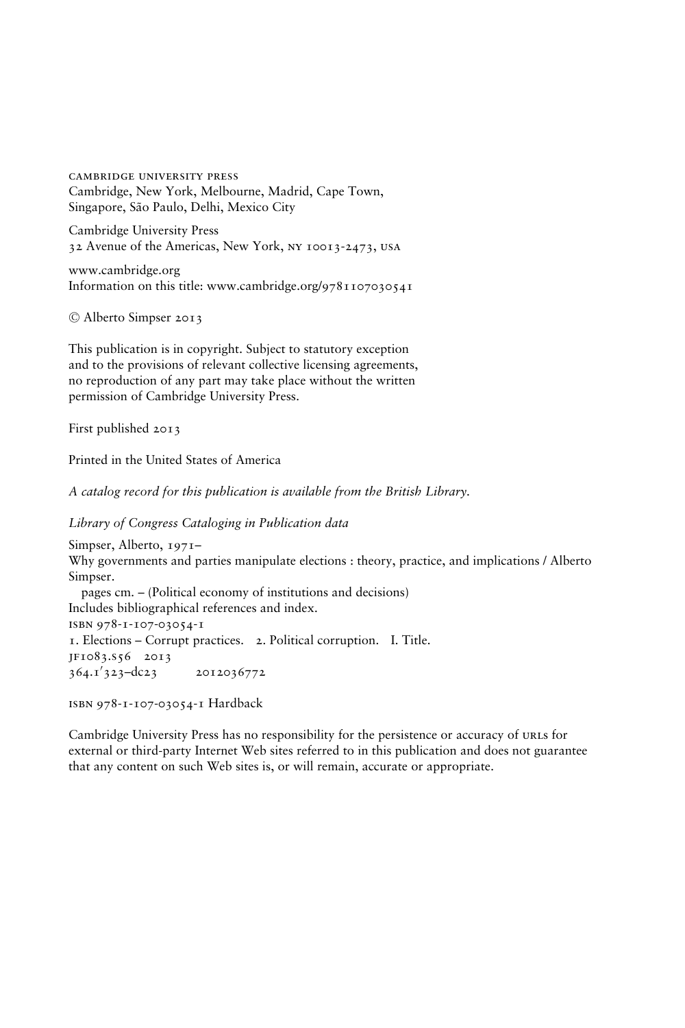CAMBRIDGE UNIVERSITY PRESS
Cambridge, New York, Melbourne, Madrid, Cape Town,
Singapore, São Paulo, Delhi, Mexico City

Cambridge University Press
32 Avenue of the Americas, New York, NY 10013-2473, USA

www.cambridge.org
Information on this title: www.cambridge.org/9781107030541

© Alberto Simpser 2013

This publication is in copyright. Subject to statutory exception
and to the provisions of relevant collective licensing agreements,
no reproduction of any part may take place without the written
permission of Cambridge University Press.

First published 2013

Printed in the United States of America

*A catalog record for this publication is available from the British Library.*

*Library of Congress Cataloging in Publication data*

Simpser, Alberto, 1971–
Why governments and parties manipulate elections : theory, practice, and implications / Alberto Simpser.
pages cm. – (Political economy of institutions and decisions)
Includes bibliographical references and index.
ISBN 978-1-107-03054-1
1. Elections – Corrupt practices. 2. Political corruption. I. Title.
JF1083.S56 2013
364.1′323–dc23 2012036772

ISBN 978-1-107-03054-1 Hardback

Cambridge University Press has no responsibility for the persistence or accuracy of URLs for external or third-party Internet Web sites referred to in this publication and does not guarantee that any content on such Web sites is, or will remain, accurate or appropriate.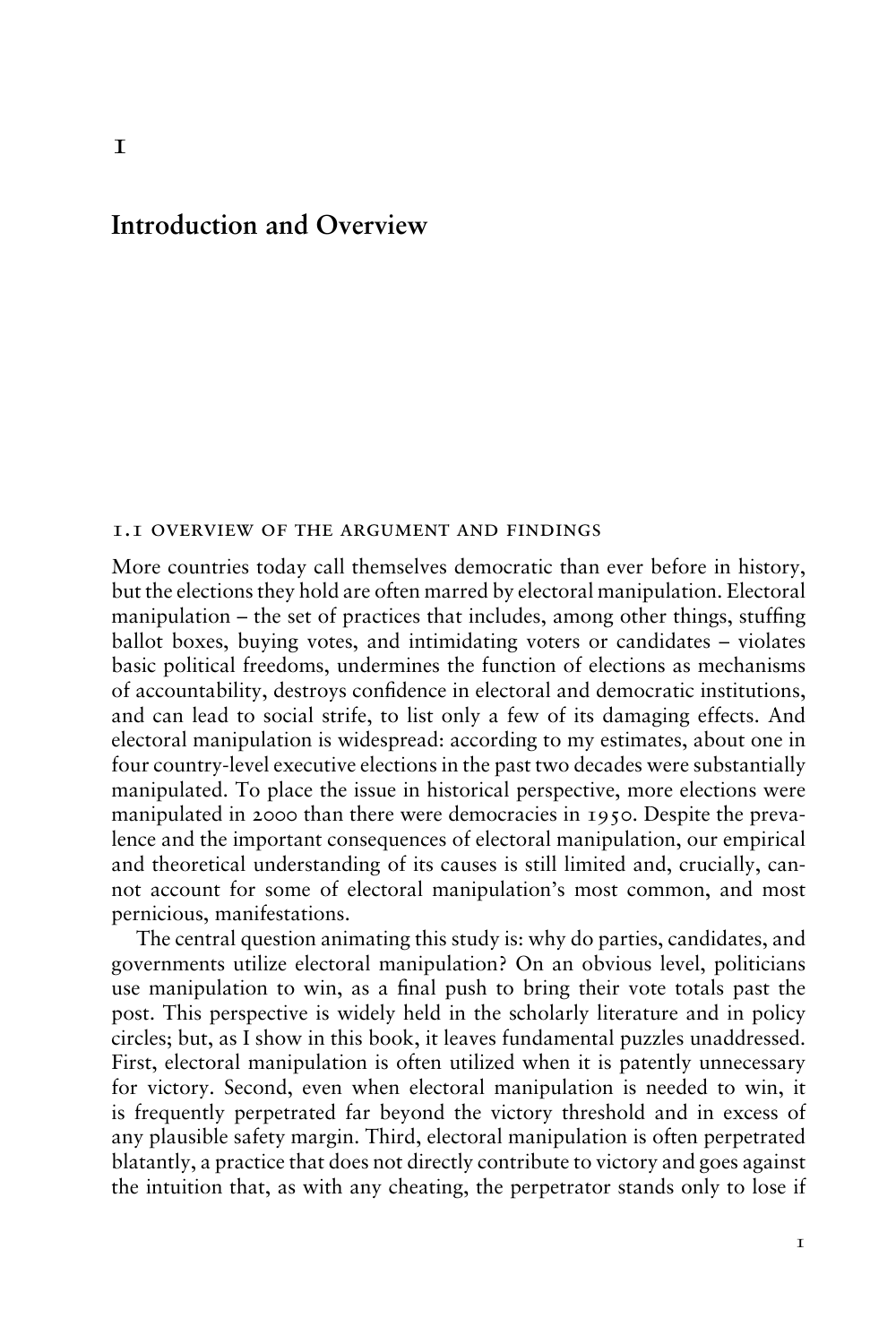# 1

# Introduction and Overview

## 1.1 Overview of the Argument and Findings

More countries today call themselves democratic than ever before in history, but the elections they hold are often marred by electoral manipulation. Electoral manipulation – the set of practices that includes, among other things, stuffing ballot boxes, buying votes, and intimidating voters or candidates – violates basic political freedoms, undermines the function of elections as mechanisms of accountability, destroys confidence in electoral and democratic institutions, and can lead to social strife, to list only a few of its damaging effects. And electoral manipulation is widespread: according to my estimates, about one in four country-level executive elections in the past two decades were substantially manipulated. To place the issue in historical perspective, more elections were manipulated in 2000 than there were democracies in 1950. Despite the prevalence and the important consequences of electoral manipulation, our empirical and theoretical understanding of its causes is still limited and, crucially, cannot account for some of electoral manipulation's most common, and most pernicious, manifestations.

The central question animating this study is: why do parties, candidates, and governments utilize electoral manipulation? On an obvious level, politicians use manipulation to win, as a final push to bring their vote totals past the post. This perspective is widely held in the scholarly literature and in policy circles; but, as I show in this book, it leaves fundamental puzzles unaddressed. First, electoral manipulation is often utilized when it is patently unnecessary for victory. Second, even when electoral manipulation is needed to win, it is frequently perpetrated far beyond the victory threshold and in excess of any plausible safety margin. Third, electoral manipulation is often perpetrated blatantly, a practice that does not directly contribute to victory and goes against the intuition that, as with any cheating, the perpetrator stands only to lose if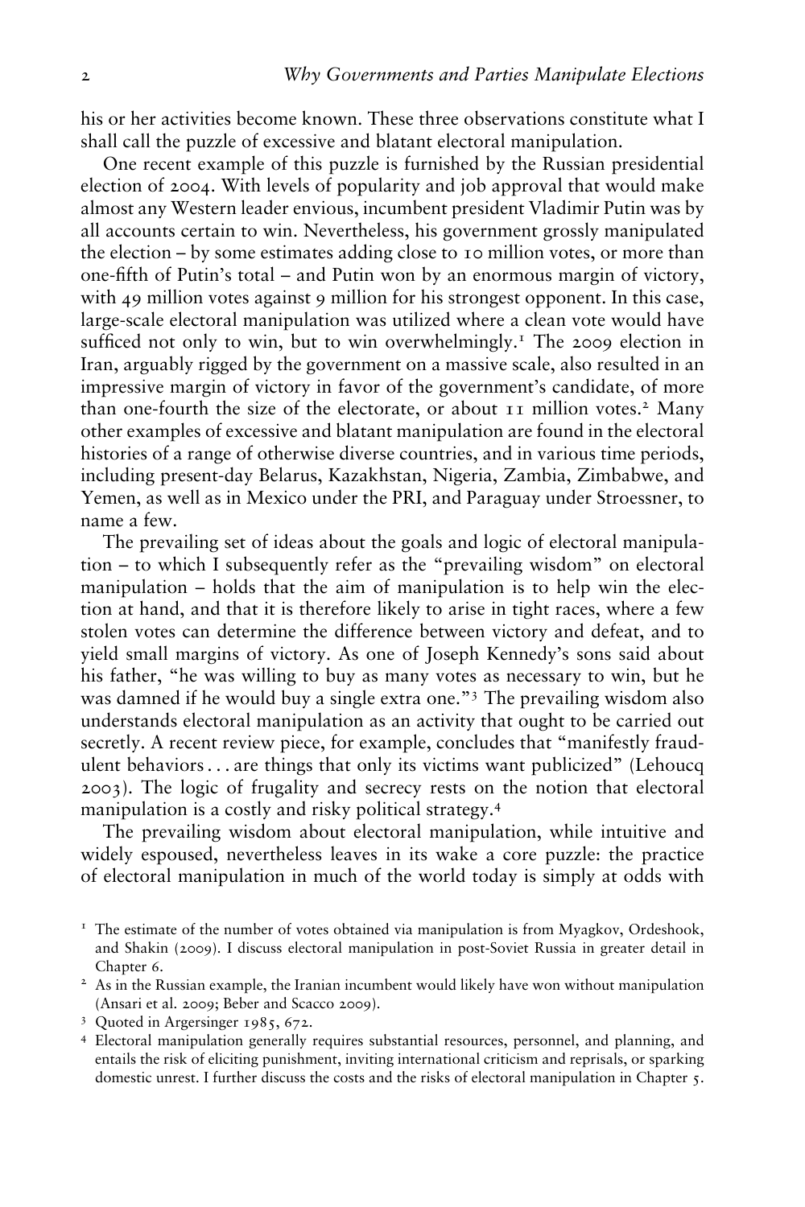his or her activities become known. These three observations constitute what I shall call the puzzle of excessive and blatant electoral manipulation.

One recent example of this puzzle is furnished by the Russian presidential election of 2004. With levels of popularity and job approval that would make almost any Western leader envious, incumbent president Vladimir Putin was by all accounts certain to win. Nevertheless, his government grossly manipulated the election – by some estimates adding close to 10 million votes, or more than one-fifth of Putin's total – and Putin won by an enormous margin of victory, with 49 million votes against 9 million for his strongest opponent. In this case, large-scale electoral manipulation was utilized where a clean vote would have sufficed not only to win, but to win overwhelmingly.[1] The 2009 election in Iran, arguably rigged by the government on a massive scale, also resulted in an impressive margin of victory in favor of the government's candidate, of more than one-fourth the size of the electorate, or about 11 million votes.[2] Many other examples of excessive and blatant manipulation are found in the electoral histories of a range of otherwise diverse countries, and in various time periods, including present-day Belarus, Kazakhstan, Nigeria, Zambia, Zimbabwe, and Yemen, as well as in Mexico under the PRI, and Paraguay under Stroessner, to name a few.

The prevailing set of ideas about the goals and logic of electoral manipulation – to which I subsequently refer as the "prevailing wisdom" on electoral manipulation – holds that the aim of manipulation is to help win the election at hand, and that it is therefore likely to arise in tight races, where a few stolen votes can determine the difference between victory and defeat, and to yield small margins of victory. As one of Joseph Kennedy's sons said about his father, "he was willing to buy as many votes as necessary to win, but he was damned if he would buy a single extra one."[3] The prevailing wisdom also understands electoral manipulation as an activity that ought to be carried out secretly. A recent review piece, for example, concludes that "manifestly fraudulent behaviors ... are things that only its victims want publicized" (Lehoucq 2003). The logic of frugality and secrecy rests on the notion that electoral manipulation is a costly and risky political strategy.[4]

The prevailing wisdom about electoral manipulation, while intuitive and widely espoused, nevertheless leaves in its wake a core puzzle: the practice of electoral manipulation in much of the world today is simply at odds with

[1] The estimate of the number of votes obtained via manipulation is from Myagkov, Ordeshook, and Shakin (2009). I discuss electoral manipulation in post-Soviet Russia in greater detail in Chapter 6.

[2] As in the Russian example, the Iranian incumbent would likely have won without manipulation (Ansari et al. 2009; Beber and Scacco 2009).

[3] Quoted in Argersinger 1985, 672.

[4] Electoral manipulation generally requires substantial resources, personnel, and planning, and entails the risk of eliciting punishment, inviting international criticism and reprisals, or sparking domestic unrest. I further discuss the costs and the risks of electoral manipulation in Chapter 5.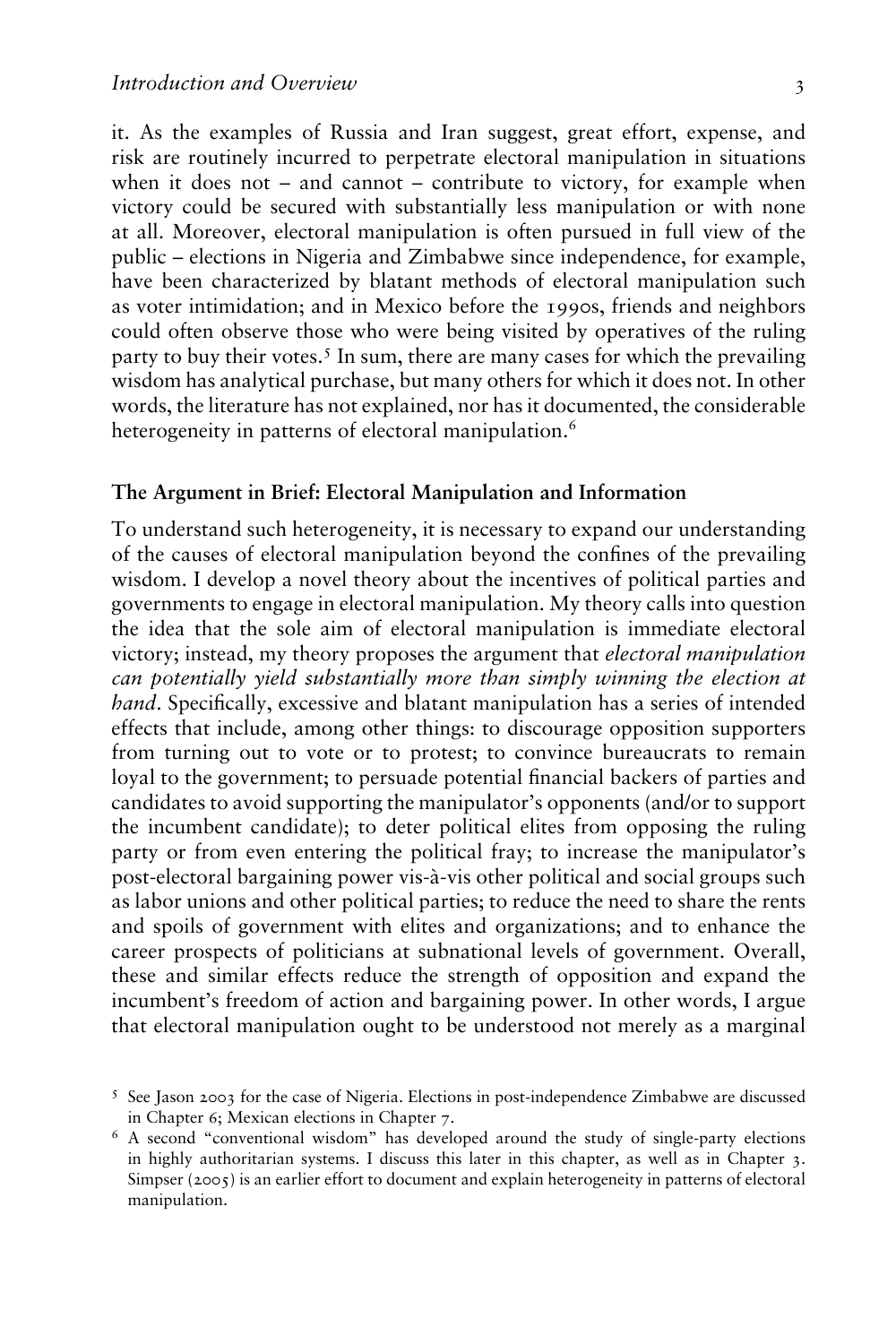it. As the examples of Russia and Iran suggest, great effort, expense, and risk are routinely incurred to perpetrate electoral manipulation in situations when it does not – and cannot – contribute to victory, for example when victory could be secured with substantially less manipulation or with none at all. Moreover, electoral manipulation is often pursued in full view of the public – elections in Nigeria and Zimbabwe since independence, for example, have been characterized by blatant methods of electoral manipulation such as voter intimidation; and in Mexico before the 1990s, friends and neighbors could often observe those who were being visited by operatives of the ruling party to buy their votes.[5] In sum, there are many cases for which the prevailing wisdom has analytical purchase, but many others for which it does not. In other words, the literature has not explained, nor has it documented, the considerable heterogeneity in patterns of electoral manipulation.[6]

## The Argument in Brief: Electoral Manipulation and Information

To understand such heterogeneity, it is necessary to expand our understanding of the causes of electoral manipulation beyond the confines of the prevailing wisdom. I develop a novel theory about the incentives of political parties and governments to engage in electoral manipulation. My theory calls into question the idea that the sole aim of electoral manipulation is immediate electoral victory; instead, my theory proposes the argument that *electoral manipulation can potentially yield substantially more than simply winning the election at hand*. Specifically, excessive and blatant manipulation has a series of intended effects that include, among other things: to discourage opposition supporters from turning out to vote or to protest; to convince bureaucrats to remain loyal to the government; to persuade potential financial backers of parties and candidates to avoid supporting the manipulator's opponents (and/or to support the incumbent candidate); to deter political elites from opposing the ruling party or from even entering the political fray; to increase the manipulator's post-electoral bargaining power vis-à-vis other political and social groups such as labor unions and other political parties; to reduce the need to share the rents and spoils of government with elites and organizations; and to enhance the career prospects of politicians at subnational levels of government. Overall, these and similar effects reduce the strength of opposition and expand the incumbent's freedom of action and bargaining power. In other words, I argue that electoral manipulation ought to be understood not merely as a marginal

[5] See Jason 2003 for the case of Nigeria. Elections in post-independence Zimbabwe are discussed in Chapter 6; Mexican elections in Chapter 7.

[6] A second "conventional wisdom" has developed around the study of single-party elections in highly authoritarian systems. I discuss this later in this chapter, as well as in Chapter 3. Simpser (2005) is an earlier effort to document and explain heterogeneity in patterns of electoral manipulation.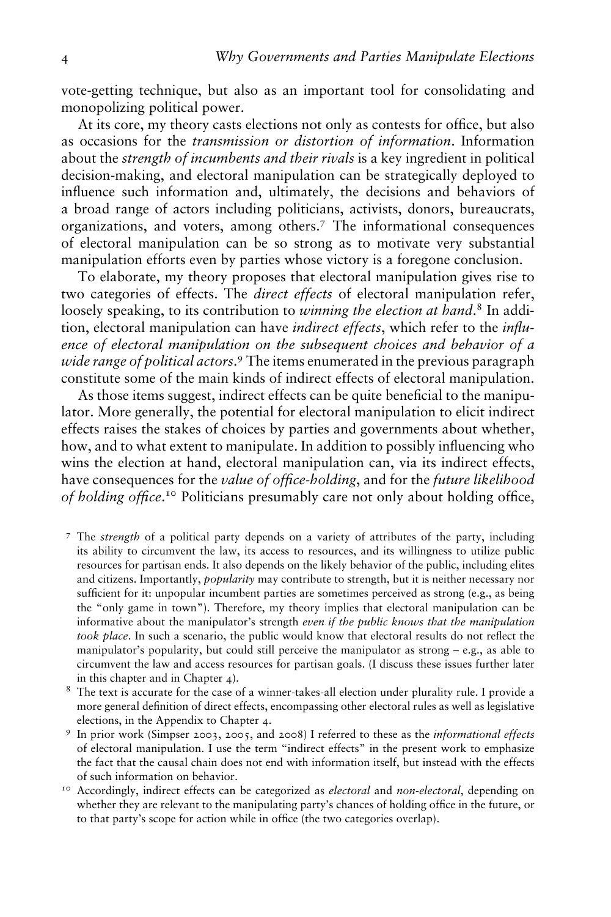vote-getting technique, but also as an important tool for consolidating and monopolizing political power.

At its core, my theory casts elections not only as contests for office, but also as occasions for the *transmission or distortion of information*. Information about the *strength of incumbents and their rivals* is a key ingredient in political decision-making, and electoral manipulation can be strategically deployed to influence such information and, ultimately, the decisions and behaviors of a broad range of actors including politicians, activists, donors, bureaucrats, organizations, and voters, among others.[7] The informational consequences of electoral manipulation can be so strong as to motivate very substantial manipulation efforts even by parties whose victory is a foregone conclusion.

To elaborate, my theory proposes that electoral manipulation gives rise to two categories of effects. The *direct effects* of electoral manipulation refer, loosely speaking, to its contribution to *winning the election at hand*.[8] In addition, electoral manipulation can have *indirect effects*, which refer to the *influence of electoral manipulation on the subsequent choices and behavior of a wide range of political actors*.[9] The items enumerated in the previous paragraph constitute some of the main kinds of indirect effects of electoral manipulation.

As those items suggest, indirect effects can be quite beneficial to the manipulator. More generally, the potential for electoral manipulation to elicit indirect effects raises the stakes of choices by parties and governments about whether, how, and to what extent to manipulate. In addition to possibly influencing who wins the election at hand, electoral manipulation can, via its indirect effects, have consequences for the *value of office-holding*, and for the *future likelihood of holding office*.[10] Politicians presumably care not only about holding office,

[7] The *strength* of a political party depends on a variety of attributes of the party, including its ability to circumvent the law, its access to resources, and its willingness to utilize public resources for partisan ends. It also depends on the likely behavior of the public, including elites and citizens. Importantly, *popularity* may contribute to strength, but it is neither necessary nor sufficient for it: unpopular incumbent parties are sometimes perceived as strong (e.g., as being the "only game in town"). Therefore, my theory implies that electoral manipulation can be informative about the manipulator's strength *even if the public knows that the manipulation took place*. In such a scenario, the public would know that electoral results do not reflect the manipulator's popularity, but could still perceive the manipulator as strong – e.g., as able to circumvent the law and access resources for partisan goals. (I discuss these issues further later in this chapter and in Chapter 4).

[8] The text is accurate for the case of a winner-takes-all election under plurality rule. I provide a more general definition of direct effects, encompassing other electoral rules as well as legislative elections, in the Appendix to Chapter 4.

[9] In prior work (Simpser 2003, 2005, and 2008) I referred to these as the *informational effects* of electoral manipulation. I use the term "indirect effects" in the present work to emphasize the fact that the causal chain does not end with information itself, but instead with the effects of such information on behavior.

[10] Accordingly, indirect effects can be categorized as *electoral* and *non-electoral*, depending on whether they are relevant to the manipulating party's chances of holding office in the future, or to that party's scope for action while in office (the two categories overlap).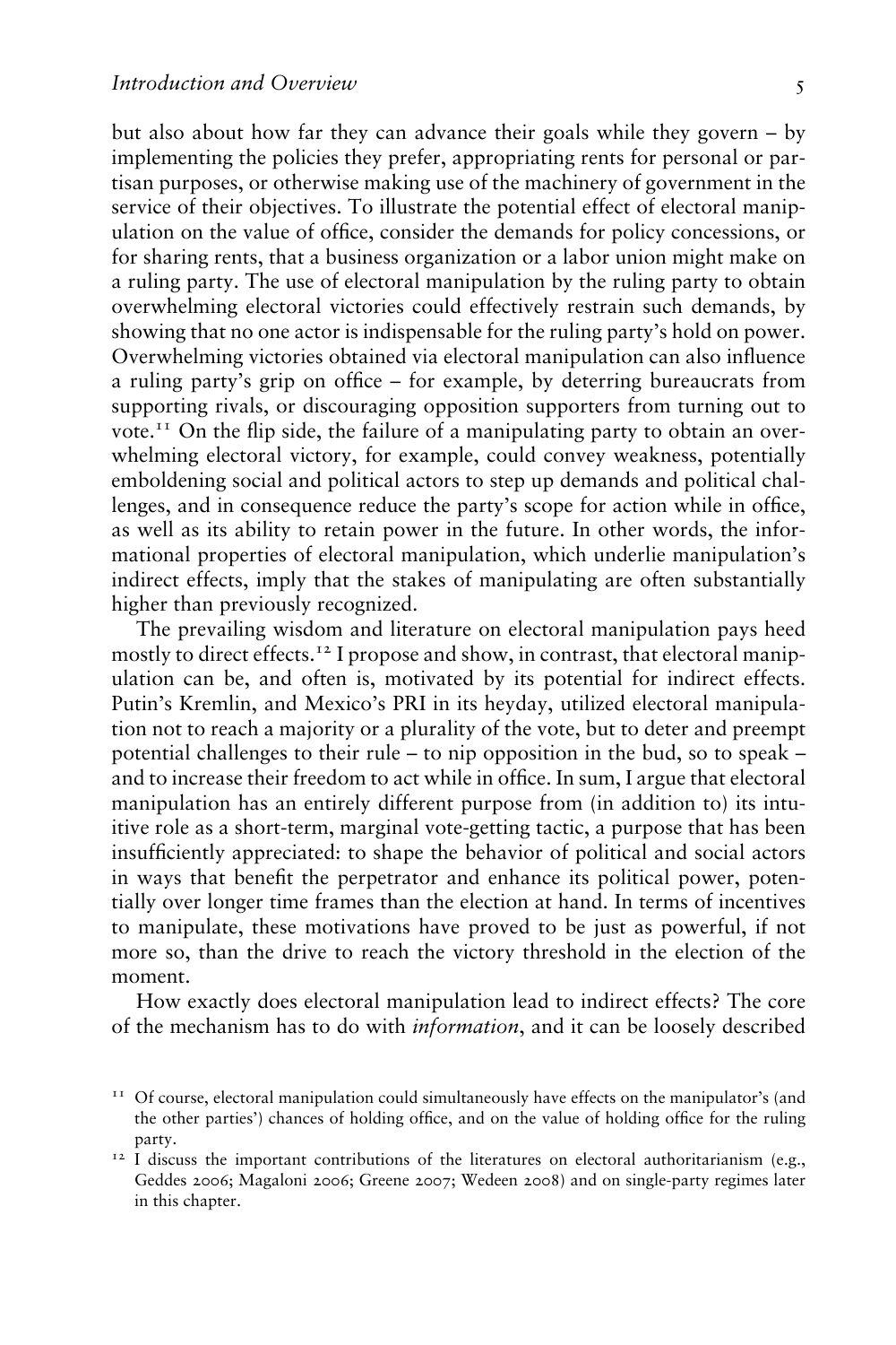but also about how far they can advance their goals while they govern – by implementing the policies they prefer, appropriating rents for personal or partisan purposes, or otherwise making use of the machinery of government in the service of their objectives. To illustrate the potential effect of electoral manipulation on the value of office, consider the demands for policy concessions, or for sharing rents, that a business organization or a labor union might make on a ruling party. The use of electoral manipulation by the ruling party to obtain overwhelming electoral victories could effectively restrain such demands, by showing that no one actor is indispensable for the ruling party's hold on power. Overwhelming victories obtained via electoral manipulation can also influence a ruling party's grip on office – for example, by deterring bureaucrats from supporting rivals, or discouraging opposition supporters from turning out to vote.[11] On the flip side, the failure of a manipulating party to obtain an overwhelming electoral victory, for example, could convey weakness, potentially emboldening social and political actors to step up demands and political challenges, and in consequence reduce the party's scope for action while in office, as well as its ability to retain power in the future. In other words, the informational properties of electoral manipulation, which underlie manipulation's indirect effects, imply that the stakes of manipulating are often substantially higher than previously recognized.

The prevailing wisdom and literature on electoral manipulation pays heed mostly to direct effects.[12] I propose and show, in contrast, that electoral manipulation can be, and often is, motivated by its potential for indirect effects. Putin's Kremlin, and Mexico's PRI in its heyday, utilized electoral manipulation not to reach a majority or a plurality of the vote, but to deter and preempt potential challenges to their rule – to nip opposition in the bud, so to speak – and to increase their freedom to act while in office. In sum, I argue that electoral manipulation has an entirely different purpose from (in addition to) its intuitive role as a short-term, marginal vote-getting tactic, a purpose that has been insufficiently appreciated: to shape the behavior of political and social actors in ways that benefit the perpetrator and enhance its political power, potentially over longer time frames than the election at hand. In terms of incentives to manipulate, these motivations have proved to be just as powerful, if not more so, than the drive to reach the victory threshold in the election of the moment.

How exactly does electoral manipulation lead to indirect effects? The core of the mechanism has to do with *information*, and it can be loosely described

[11] Of course, electoral manipulation could simultaneously have effects on the manipulator's (and the other parties') chances of holding office, and on the value of holding office for the ruling party.

[12] I discuss the important contributions of the literatures on electoral authoritarianism (e.g., Geddes 2006; Magaloni 2006; Greene 2007; Wedeen 2008) and on single-party regimes later in this chapter.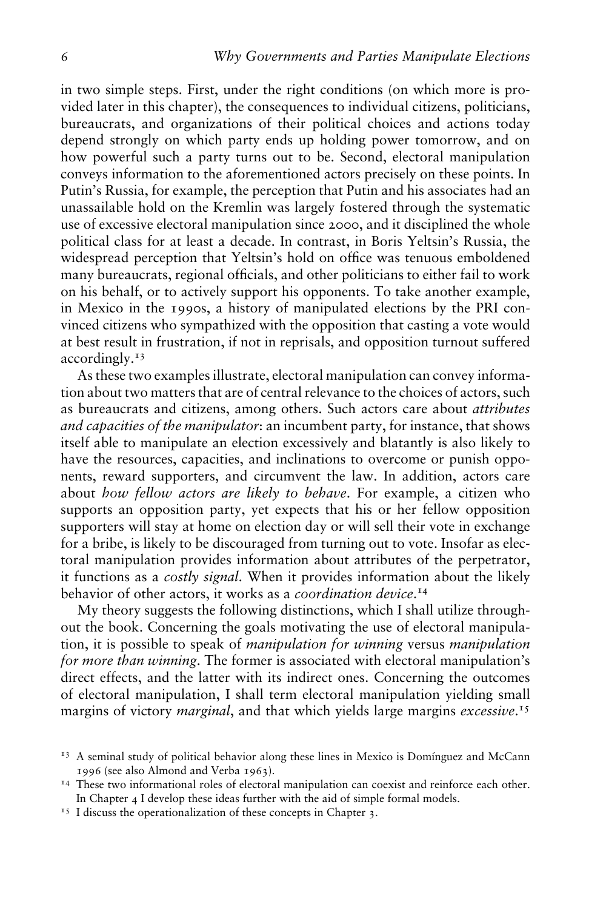in two simple steps. First, under the right conditions (on which more is provided later in this chapter), the consequences to individual citizens, politicians, bureaucrats, and organizations of their political choices and actions today depend strongly on which party ends up holding power tomorrow, and on how powerful such a party turns out to be. Second, electoral manipulation conveys information to the aforementioned actors precisely on these points. In Putin's Russia, for example, the perception that Putin and his associates had an unassailable hold on the Kremlin was largely fostered through the systematic use of excessive electoral manipulation since 2000, and it disciplined the whole political class for at least a decade. In contrast, in Boris Yeltsin's Russia, the widespread perception that Yeltsin's hold on office was tenuous emboldened many bureaucrats, regional officials, and other politicians to either fail to work on his behalf, or to actively support his opponents. To take another example, in Mexico in the 1990s, a history of manipulated elections by the PRI convinced citizens who sympathized with the opposition that casting a vote would at best result in frustration, if not in reprisals, and opposition turnout suffered accordingly.[13]

As these two examples illustrate, electoral manipulation can convey information about two matters that are of central relevance to the choices of actors, such as bureaucrats and citizens, among others. Such actors care about *attributes and capacities of the manipulator*: an incumbent party, for instance, that shows itself able to manipulate an election excessively and blatantly is also likely to have the resources, capacities, and inclinations to overcome or punish opponents, reward supporters, and circumvent the law. In addition, actors care about *how fellow actors are likely to behave*. For example, a citizen who supports an opposition party, yet expects that his or her fellow opposition supporters will stay at home on election day or will sell their vote in exchange for a bribe, is likely to be discouraged from turning out to vote. Insofar as electoral manipulation provides information about attributes of the perpetrator, it functions as a *costly signal*. When it provides information about the likely behavior of other actors, it works as a *coordination device*.[14]

My theory suggests the following distinctions, which I shall utilize throughout the book. Concerning the goals motivating the use of electoral manipulation, it is possible to speak of *manipulation for winning* versus *manipulation for more than winning*. The former is associated with electoral manipulation's direct effects, and the latter with its indirect ones. Concerning the outcomes of electoral manipulation, I shall term electoral manipulation yielding small margins of victory *marginal*, and that which yields large margins *excessive*.[15]

[13] A seminal study of political behavior along these lines in Mexico is Domínguez and McCann 1996 (see also Almond and Verba 1963).

[14] These two informational roles of electoral manipulation can coexist and reinforce each other. In Chapter 4 I develop these ideas further with the aid of simple formal models.

[15] I discuss the operationalization of these concepts in Chapter 3.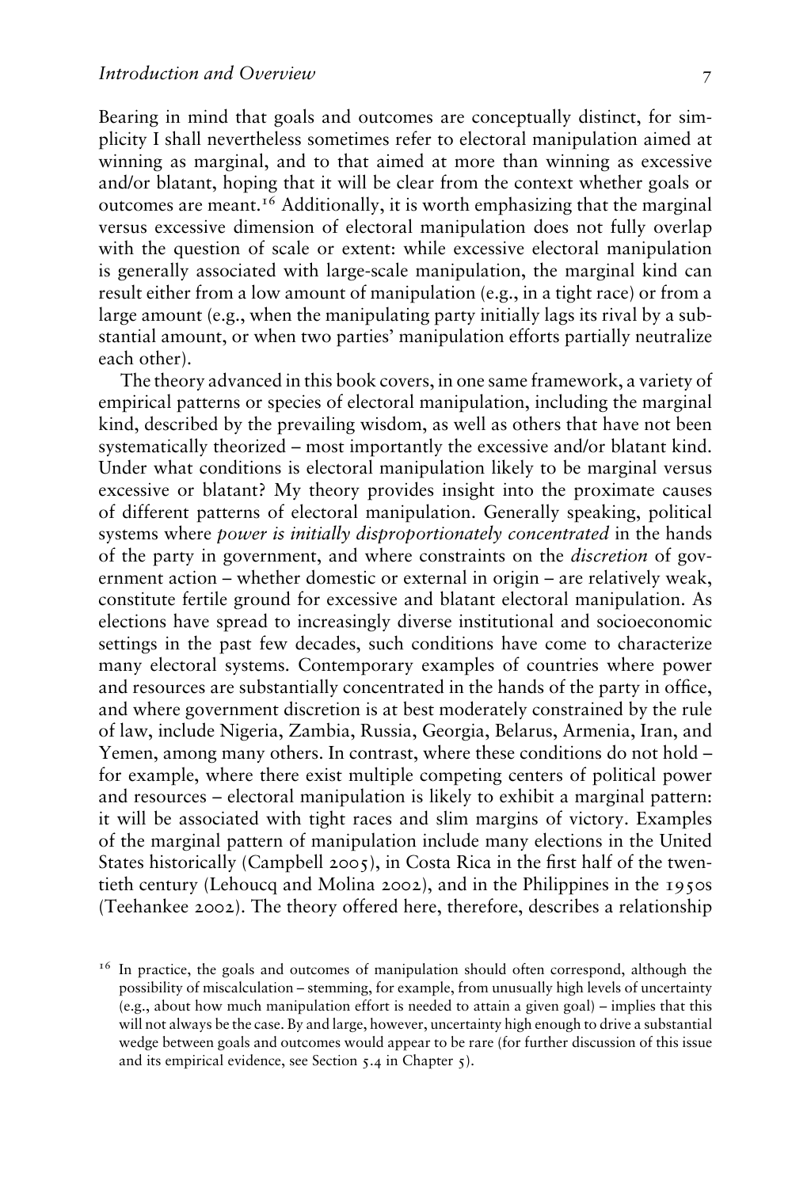Bearing in mind that goals and outcomes are conceptually distinct, for simplicity I shall nevertheless sometimes refer to electoral manipulation aimed at winning as marginal, and to that aimed at more than winning as excessive and/or blatant, hoping that it will be clear from the context whether goals or outcomes are meant.[16] Additionally, it is worth emphasizing that the marginal versus excessive dimension of electoral manipulation does not fully overlap with the question of scale or extent: while excessive electoral manipulation is generally associated with large-scale manipulation, the marginal kind can result either from a low amount of manipulation (e.g., in a tight race) or from a large amount (e.g., when the manipulating party initially lags its rival by a substantial amount, or when two parties' manipulation efforts partially neutralize each other).

The theory advanced in this book covers, in one same framework, a variety of empirical patterns or species of electoral manipulation, including the marginal kind, described by the prevailing wisdom, as well as others that have not been systematically theorized – most importantly the excessive and/or blatant kind. Under what conditions is electoral manipulation likely to be marginal versus excessive or blatant? My theory provides insight into the proximate causes of different patterns of electoral manipulation. Generally speaking, political systems where *power is initially disproportionately concentrated* in the hands of the party in government, and where constraints on the *discretion* of government action – whether domestic or external in origin – are relatively weak, constitute fertile ground for excessive and blatant electoral manipulation. As elections have spread to increasingly diverse institutional and socioeconomic settings in the past few decades, such conditions have come to characterize many electoral systems. Contemporary examples of countries where power and resources are substantially concentrated in the hands of the party in office, and where government discretion is at best moderately constrained by the rule of law, include Nigeria, Zambia, Russia, Georgia, Belarus, Armenia, Iran, and Yemen, among many others. In contrast, where these conditions do not hold – for example, where there exist multiple competing centers of political power and resources – electoral manipulation is likely to exhibit a marginal pattern: it will be associated with tight races and slim margins of victory. Examples of the marginal pattern of manipulation include many elections in the United States historically (Campbell 2005), in Costa Rica in the first half of the twentieth century (Lehoucq and Molina 2002), and in the Philippines in the 1950s (Teehankee 2002). The theory offered here, therefore, describes a relationship

[16] In practice, the goals and outcomes of manipulation should often correspond, although the possibility of miscalculation – stemming, for example, from unusually high levels of uncertainty (e.g., about how much manipulation effort is needed to attain a given goal) – implies that this will not always be the case. By and large, however, uncertainty high enough to drive a substantial wedge between goals and outcomes would appear to be rare (for further discussion of this issue and its empirical evidence, see Section 5.4 in Chapter 5).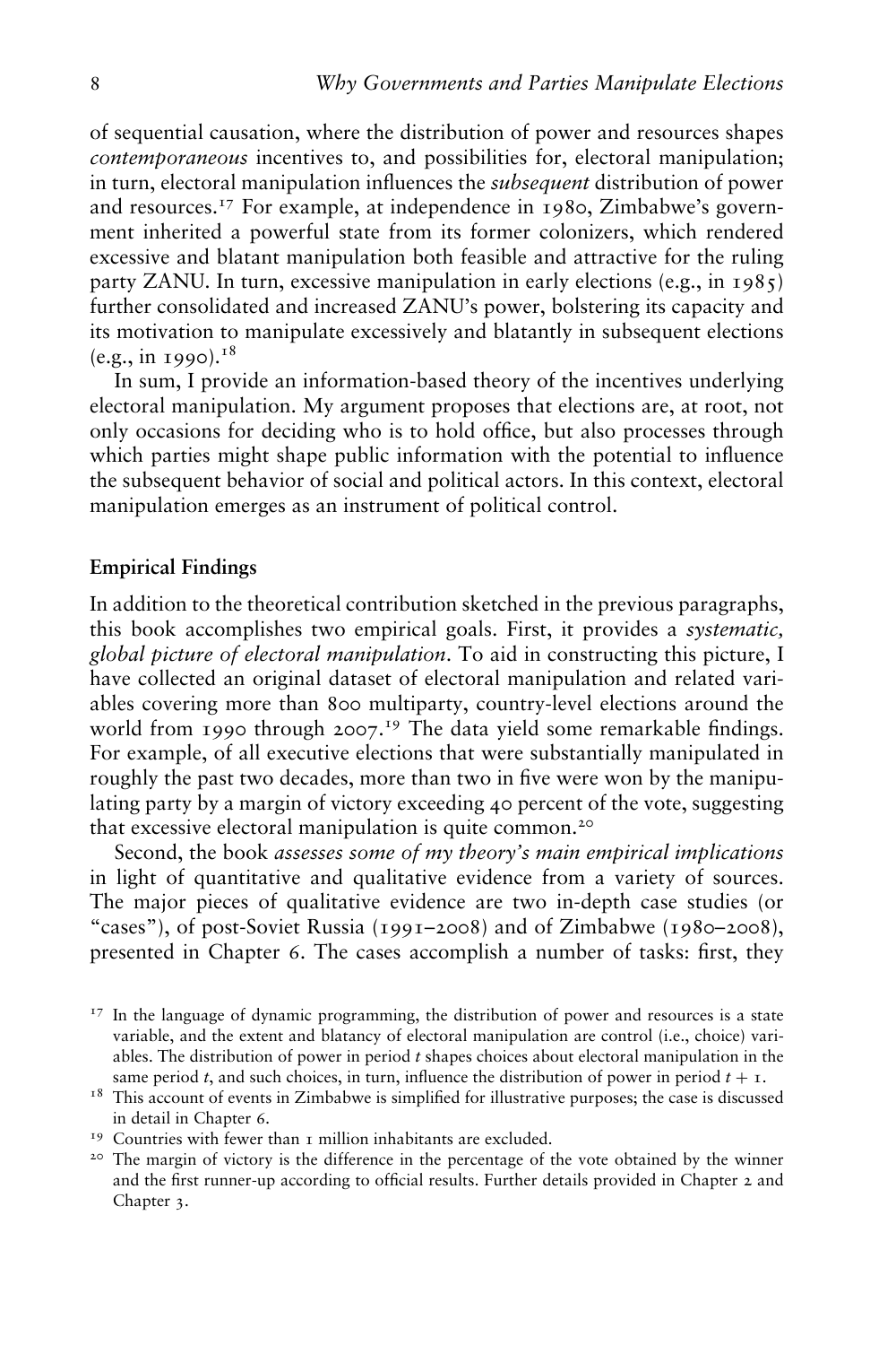of sequential causation, where the distribution of power and resources shapes *contemporaneous* incentives to, and possibilities for, electoral manipulation; in turn, electoral manipulation influences the *subsequent* distribution of power and resources.[17] For example, at independence in 1980, Zimbabwe's government inherited a powerful state from its former colonizers, which rendered excessive and blatant manipulation both feasible and attractive for the ruling party ZANU. In turn, excessive manipulation in early elections (e.g., in 1985) further consolidated and increased ZANU's power, bolstering its capacity and its motivation to manipulate excessively and blatantly in subsequent elections (e.g., in 1990).[18]

In sum, I provide an information-based theory of the incentives underlying electoral manipulation. My argument proposes that elections are, at root, not only occasions for deciding who is to hold office, but also processes through which parties might shape public information with the potential to influence the subsequent behavior of social and political actors. In this context, electoral manipulation emerges as an instrument of political control.

### Empirical Findings

In addition to the theoretical contribution sketched in the previous paragraphs, this book accomplishes two empirical goals. First, it provides a *systematic, global picture of electoral manipulation*. To aid in constructing this picture, I have collected an original dataset of electoral manipulation and related variables covering more than 800 multiparty, country-level elections around the world from 1990 through 2007.[19] The data yield some remarkable findings. For example, of all executive elections that were substantially manipulated in roughly the past two decades, more than two in five were won by the manipulating party by a margin of victory exceeding 40 percent of the vote, suggesting that excessive electoral manipulation is quite common.[20]

Second, the book *assesses some of my theory's main empirical implications* in light of quantitative and qualitative evidence from a variety of sources. The major pieces of qualitative evidence are two in-depth case studies (or "cases"), of post-Soviet Russia (1991–2008) and of Zimbabwe (1980–2008), presented in Chapter 6. The cases accomplish a number of tasks: first, they

---

[17] In the language of dynamic programming, the distribution of power and resources is a state variable, and the extent and blatancy of electoral manipulation are control (i.e., choice) variables. The distribution of power in period $t$ shapes choices about electoral manipulation in the same period $t$, and such choices, in turn, influence the distribution of power in period $t + 1$.

[18] This account of events in Zimbabwe is simplified for illustrative purposes; the case is discussed in detail in Chapter 6.

[19] Countries with fewer than 1 million inhabitants are excluded.

[20] The margin of victory is the difference in the percentage of the vote obtained by the winner and the first runner-up according to official results. Further details provided in Chapter 2 and Chapter 3.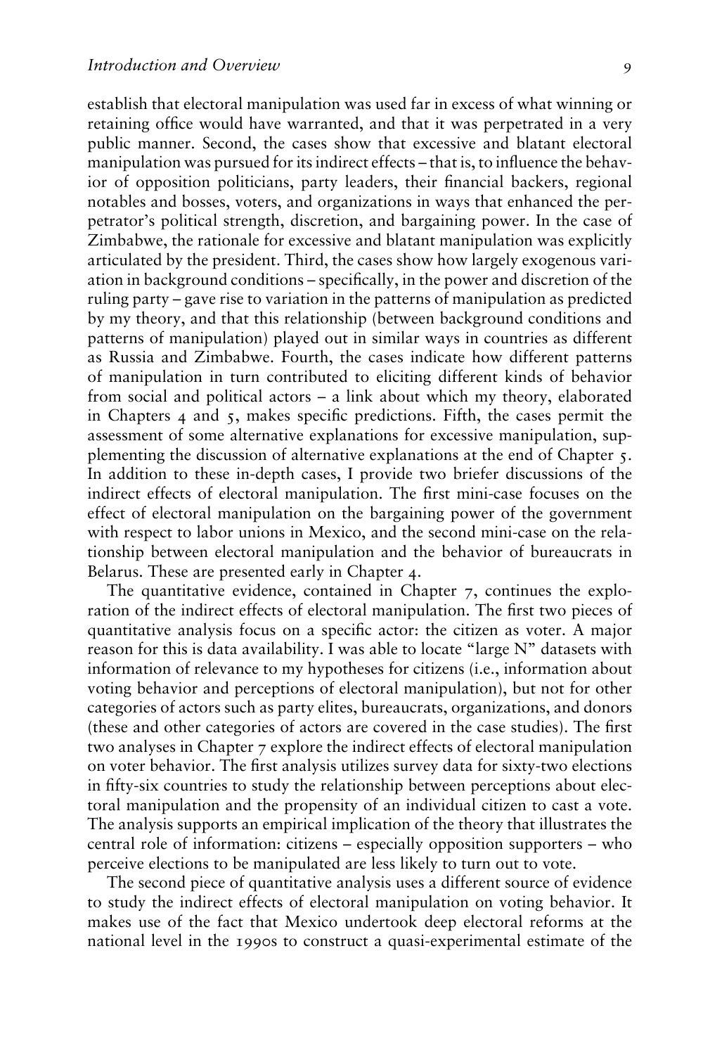establish that electoral manipulation was used far in excess of what winning or retaining office would have warranted, and that it was perpetrated in a very public manner. Second, the cases show that excessive and blatant electoral manipulation was pursued for its indirect effects – that is, to influence the behavior of opposition politicians, party leaders, their financial backers, regional notables and bosses, voters, and organizations in ways that enhanced the perpetrator's political strength, discretion, and bargaining power. In the case of Zimbabwe, the rationale for excessive and blatant manipulation was explicitly articulated by the president. Third, the cases show how largely exogenous variation in background conditions – specifically, in the power and discretion of the ruling party – gave rise to variation in the patterns of manipulation as predicted by my theory, and that this relationship (between background conditions and patterns of manipulation) played out in similar ways in countries as different as Russia and Zimbabwe. Fourth, the cases indicate how different patterns of manipulation in turn contributed to eliciting different kinds of behavior from social and political actors – a link about which my theory, elaborated in Chapters 4 and 5, makes specific predictions. Fifth, the cases permit the assessment of some alternative explanations for excessive manipulation, supplementing the discussion of alternative explanations at the end of Chapter 5. In addition to these in-depth cases, I provide two briefer discussions of the indirect effects of electoral manipulation. The first mini-case focuses on the effect of electoral manipulation on the bargaining power of the government with respect to labor unions in Mexico, and the second mini-case on the relationship between electoral manipulation and the behavior of bureaucrats in Belarus. These are presented early in Chapter 4.

The quantitative evidence, contained in Chapter 7, continues the exploration of the indirect effects of electoral manipulation. The first two pieces of quantitative analysis focus on a specific actor: the citizen as voter. A major reason for this is data availability. I was able to locate "large N" datasets with information of relevance to my hypotheses for citizens (i.e., information about voting behavior and perceptions of electoral manipulation), but not for other categories of actors such as party elites, bureaucrats, organizations, and donors (these and other categories of actors are covered in the case studies). The first two analyses in Chapter 7 explore the indirect effects of electoral manipulation on voter behavior. The first analysis utilizes survey data for sixty-two elections in fifty-six countries to study the relationship between perceptions about electoral manipulation and the propensity of an individual citizen to cast a vote. The analysis supports an empirical implication of the theory that illustrates the central role of information: citizens – especially opposition supporters – who perceive elections to be manipulated are less likely to turn out to vote.

The second piece of quantitative analysis uses a different source of evidence to study the indirect effects of electoral manipulation on voting behavior. It makes use of the fact that Mexico undertook deep electoral reforms at the national level in the 1990s to construct a quasi-experimental estimate of the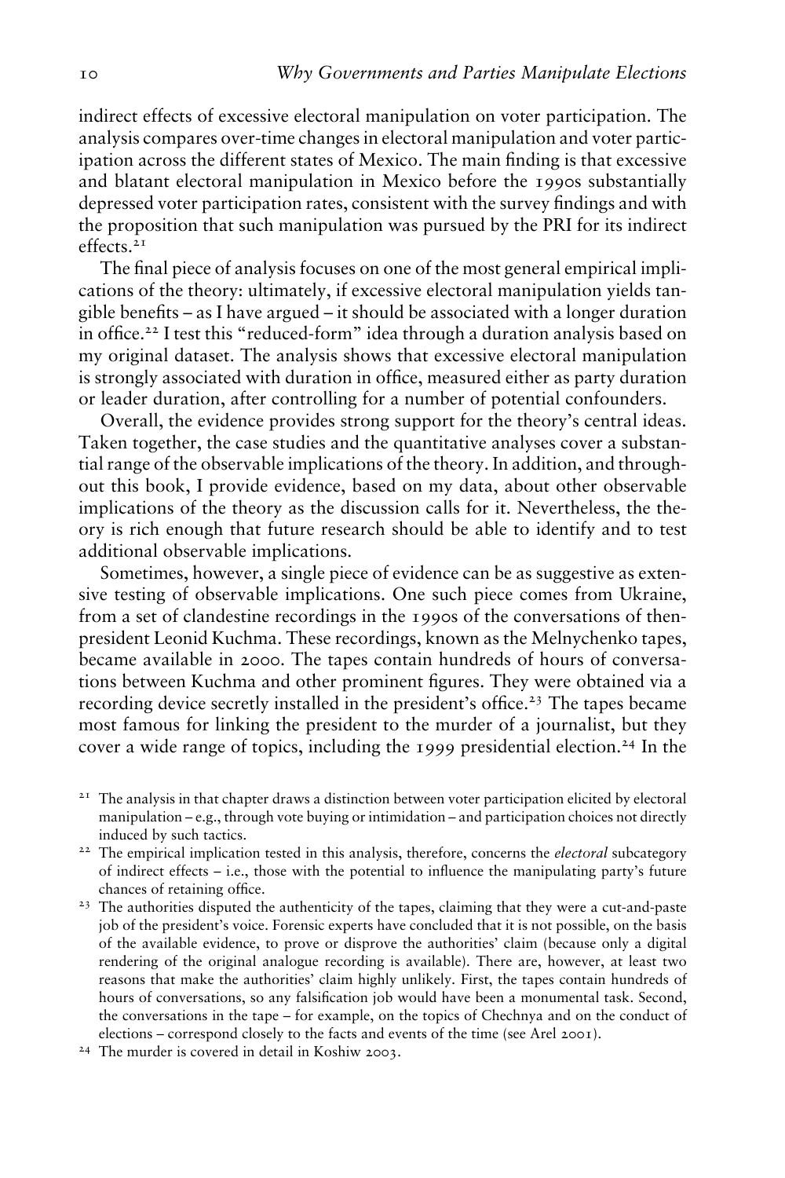indirect effects of excessive electoral manipulation on voter participation. The analysis compares over-time changes in electoral manipulation and voter participation across the different states of Mexico. The main finding is that excessive and blatant electoral manipulation in Mexico before the 1990s substantially depressed voter participation rates, consistent with the survey findings and with the proposition that such manipulation was pursued by the PRI for its indirect effects.[21]

The final piece of analysis focuses on one of the most general empirical implications of the theory: ultimately, if excessive electoral manipulation yields tangible benefits – as I have argued – it should be associated with a longer duration in office.[22] I test this "reduced-form" idea through a duration analysis based on my original dataset. The analysis shows that excessive electoral manipulation is strongly associated with duration in office, measured either as party duration or leader duration, after controlling for a number of potential confounders.

Overall, the evidence provides strong support for the theory's central ideas. Taken together, the case studies and the quantitative analyses cover a substantial range of the observable implications of the theory. In addition, and throughout this book, I provide evidence, based on my data, about other observable implications of the theory as the discussion calls for it. Nevertheless, the theory is rich enough that future research should be able to identify and to test additional observable implications.

Sometimes, however, a single piece of evidence can be as suggestive as extensive testing of observable implications. One such piece comes from Ukraine, from a set of clandestine recordings in the 1990s of the conversations of then-president Leonid Kuchma. These recordings, known as the Melnychenko tapes, became available in 2000. The tapes contain hundreds of hours of conversations between Kuchma and other prominent figures. They were obtained via a recording device secretly installed in the president's office.[23] The tapes became most famous for linking the president to the murder of a journalist, but they cover a wide range of topics, including the 1999 presidential election.[24] In the

---

[21] The analysis in that chapter draws a distinction between voter participation elicited by electoral manipulation – e.g., through vote buying or intimidation – and participation choices not directly induced by such tactics.

[22] The empirical implication tested in this analysis, therefore, concerns the *electoral* subcategory of indirect effects – i.e., those with the potential to influence the manipulating party's future chances of retaining office.

[23] The authorities disputed the authenticity of the tapes, claiming that they were a cut-and-paste job of the president's voice. Forensic experts have concluded that it is not possible, on the basis of the available evidence, to prove or disprove the authorities' claim (because only a digital rendering of the original analogue recording is available). There are, however, at least two reasons that make the authorities' claim highly unlikely. First, the tapes contain hundreds of hours of conversations, so any falsification job would have been a monumental task. Second, the conversations in the tape – for example, on the topics of Chechnya and on the conduct of elections – correspond closely to the facts and events of the time (see Arel 2001).

[24] The murder is covered in detail in Koshiw 2003.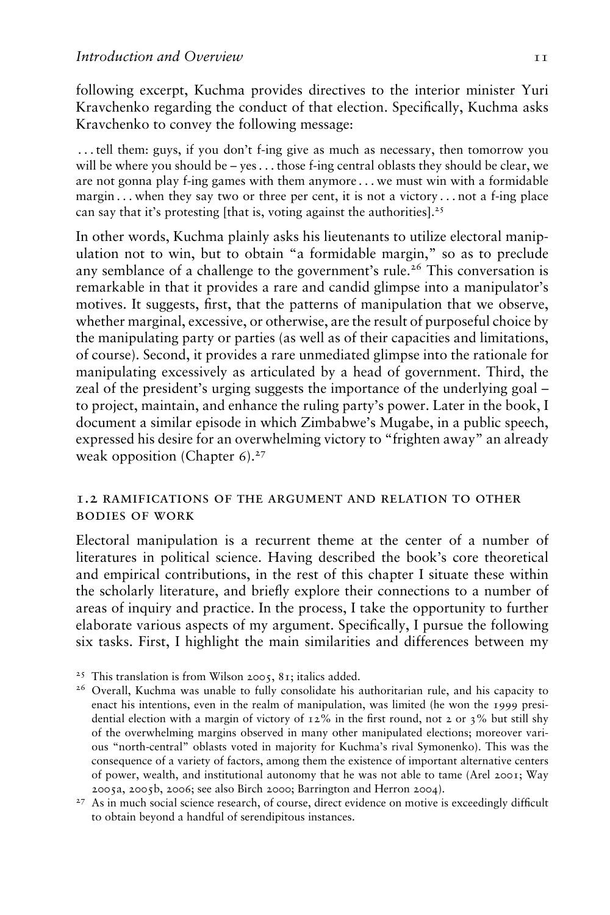following excerpt, Kuchma provides directives to the interior minister Yuri Kravchenko regarding the conduct of that election. Specifically, Kuchma asks Kravchenko to convey the following message:

> . . . tell them: guys, if you don't f-ing give as much as necessary, then tomorrow you will be where you should be – yes . . . those f-ing central oblasts they should be clear, we are not gonna play f-ing games with them anymore . . . we must win with a formidable margin . . . when they say two or three per cent, it is not a victory . . . not a f-ing place can say that it's protesting [that is, voting against the authorities].[25]

In other words, Kuchma plainly asks his lieutenants to utilize electoral manipulation not to win, but to obtain "a formidable margin," so as to preclude any semblance of a challenge to the government's rule.[26] This conversation is remarkable in that it provides a rare and candid glimpse into a manipulator's motives. It suggests, first, that the patterns of manipulation that we observe, whether marginal, excessive, or otherwise, are the result of purposeful choice by the manipulating party or parties (as well as of their capacities and limitations, of course). Second, it provides a rare unmediated glimpse into the rationale for manipulating excessively as articulated by a head of government. Third, the zeal of the president's urging suggests the importance of the underlying goal – to project, maintain, and enhance the ruling party's power. Later in the book, I document a similar episode in which Zimbabwe's Mugabe, in a public speech, expressed his desire for an overwhelming victory to "frighten away" an already weak opposition (Chapter 6).[27]

## 1.2 Ramifications of the Argument and Relation to Other Bodies of Work

Electoral manipulation is a recurrent theme at the center of a number of literatures in political science. Having described the book's core theoretical and empirical contributions, in the rest of this chapter I situate these within the scholarly literature, and briefly explore their connections to a number of areas of inquiry and practice. In the process, I take the opportunity to further elaborate various aspects of my argument. Specifically, I pursue the following six tasks. First, I highlight the main similarities and differences between my

[25] This translation is from Wilson 2005, 81; italics added.

[26] Overall, Kuchma was unable to fully consolidate his authoritarian rule, and his capacity to enact his intentions, even in the realm of manipulation, was limited (he won the 1999 presidential election with a margin of victory of 12% in the first round, not 2 or 3% but still shy of the overwhelming margins observed in many other manipulated elections; moreover various "north-central" oblasts voted in majority for Kuchma's rival Symonenko). This was the consequence of a variety of factors, among them the existence of important alternative centers of power, wealth, and institutional autonomy that he was not able to tame (Arel 2001; Way 2005a, 2005b, 2006; see also Birch 2000; Barrington and Herron 2004).

[27] As in much social science research, of course, direct evidence on motive is exceedingly difficult to obtain beyond a handful of serendipitous instances.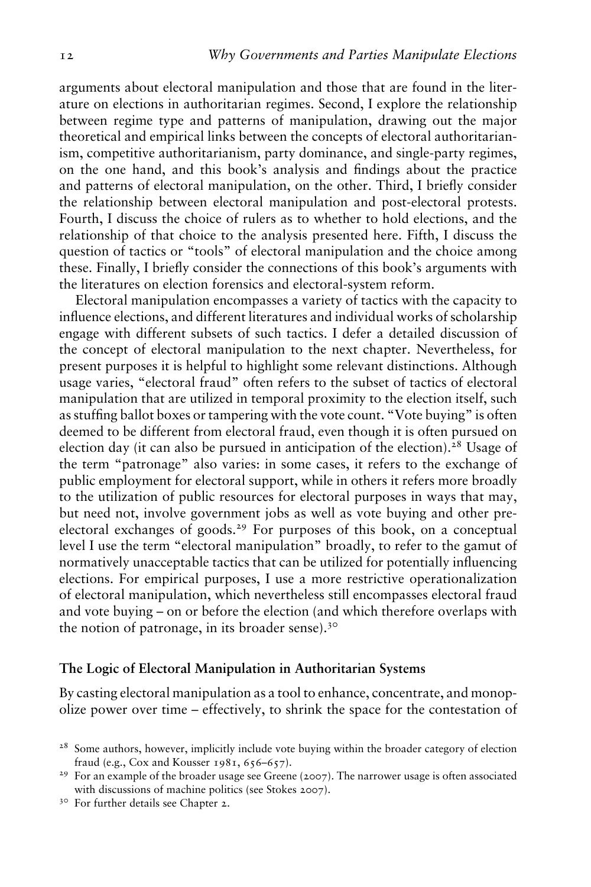arguments about electoral manipulation and those that are found in the literature on elections in authoritarian regimes. Second, I explore the relationship between regime type and patterns of manipulation, drawing out the major theoretical and empirical links between the concepts of electoral authoritarianism, competitive authoritarianism, party dominance, and single-party regimes, on the one hand, and this book's analysis and findings about the practice and patterns of electoral manipulation, on the other. Third, I briefly consider the relationship between electoral manipulation and post-electoral protests. Fourth, I discuss the choice of rulers as to whether to hold elections, and the relationship of that choice to the analysis presented here. Fifth, I discuss the question of tactics or "tools" of electoral manipulation and the choice among these. Finally, I briefly consider the connections of this book's arguments with the literatures on election forensics and electoral-system reform.

Electoral manipulation encompasses a variety of tactics with the capacity to influence elections, and different literatures and individual works of scholarship engage with different subsets of such tactics. I defer a detailed discussion of the concept of electoral manipulation to the next chapter. Nevertheless, for present purposes it is helpful to highlight some relevant distinctions. Although usage varies, "electoral fraud" often refers to the subset of tactics of electoral manipulation that are utilized in temporal proximity to the election itself, such as stuffing ballot boxes or tampering with the vote count. "Vote buying" is often deemed to be different from electoral fraud, even though it is often pursued on election day (it can also be pursued in anticipation of the election).[28] Usage of the term "patronage" also varies: in some cases, it refers to the exchange of public employment for electoral support, while in others it refers more broadly to the utilization of public resources for electoral purposes in ways that may, but need not, involve government jobs as well as vote buying and other pre-electoral exchanges of goods.[29] For purposes of this book, on a conceptual level I use the term "electoral manipulation" broadly, to refer to the gamut of normatively unacceptable tactics that can be utilized for potentially influencing elections. For empirical purposes, I use a more restrictive operationalization of electoral manipulation, which nevertheless still encompasses electoral fraud and vote buying – on or before the election (and which therefore overlaps with the notion of patronage, in its broader sense).[30]

### The Logic of Electoral Manipulation in Authoritarian Systems

By casting electoral manipulation as a tool to enhance, concentrate, and monopolize power over time – effectively, to shrink the space for the contestation of

[28] Some authors, however, implicitly include vote buying within the broader category of election fraud (e.g., Cox and Kousser 1981, 656–657).

[29] For an example of the broader usage see Greene (2007). The narrower usage is often associated with discussions of machine politics (see Stokes 2007).

[30] For further details see Chapter 2.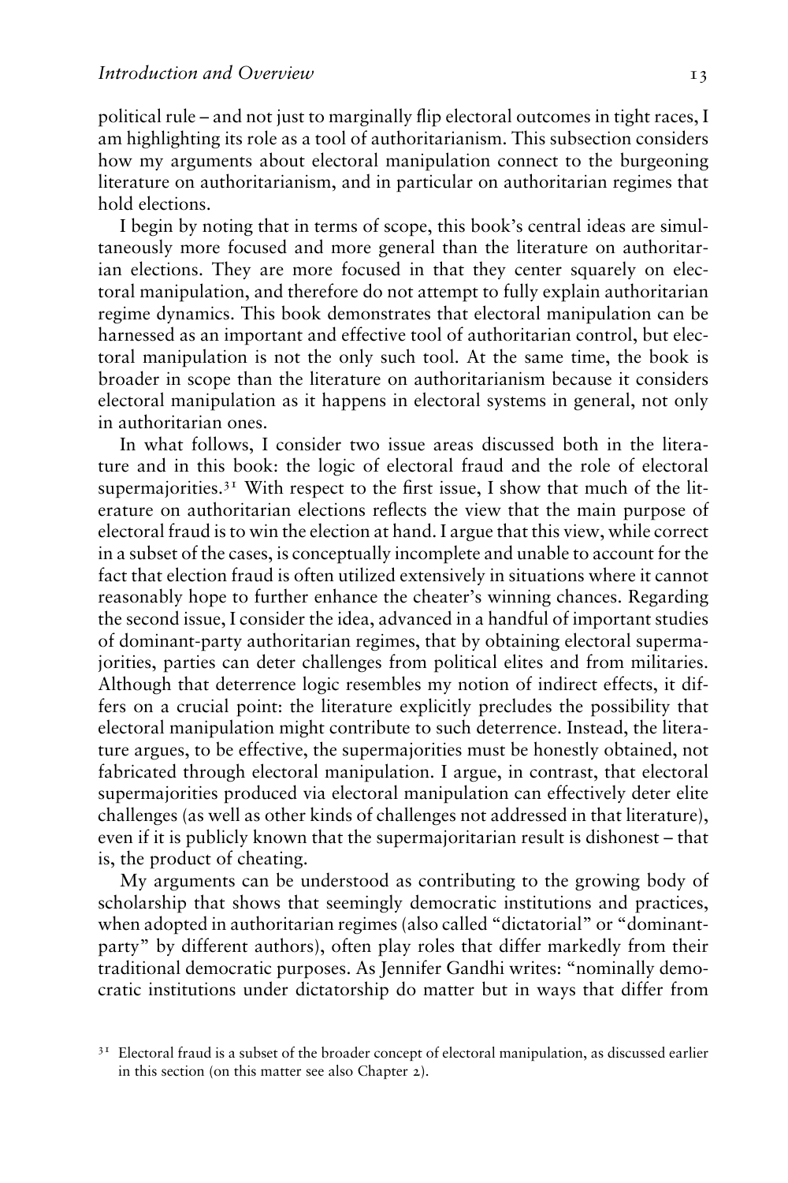political rule – and not just to marginally flip electoral outcomes in tight races, I am highlighting its role as a tool of authoritarianism. This subsection considers how my arguments about electoral manipulation connect to the burgeoning literature on authoritarianism, and in particular on authoritarian regimes that hold elections.

I begin by noting that in terms of scope, this book's central ideas are simultaneously more focused and more general than the literature on authoritarian elections. They are more focused in that they center squarely on electoral manipulation, and therefore do not attempt to fully explain authoritarian regime dynamics. This book demonstrates that electoral manipulation can be harnessed as an important and effective tool of authoritarian control, but electoral manipulation is not the only such tool. At the same time, the book is broader in scope than the literature on authoritarianism because it considers electoral manipulation as it happens in electoral systems in general, not only in authoritarian ones.

In what follows, I consider two issue areas discussed both in the literature and in this book: the logic of electoral fraud and the role of electoral supermajorities.[31] With respect to the first issue, I show that much of the literature on authoritarian elections reflects the view that the main purpose of electoral fraud is to win the election at hand. I argue that this view, while correct in a subset of the cases, is conceptually incomplete and unable to account for the fact that election fraud is often utilized extensively in situations where it cannot reasonably hope to further enhance the cheater's winning chances. Regarding the second issue, I consider the idea, advanced in a handful of important studies of dominant-party authoritarian regimes, that by obtaining electoral supermajorities, parties can deter challenges from political elites and from militaries. Although that deterrence logic resembles my notion of indirect effects, it differs on a crucial point: the literature explicitly precludes the possibility that electoral manipulation might contribute to such deterrence. Instead, the literature argues, to be effective, the supermajorities must be honestly obtained, not fabricated through electoral manipulation. I argue, in contrast, that electoral supermajorities produced via electoral manipulation can effectively deter elite challenges (as well as other kinds of challenges not addressed in that literature), even if it is publicly known that the supermajoritarian result is dishonest – that is, the product of cheating.

My arguments can be understood as contributing to the growing body of scholarship that shows that seemingly democratic institutions and practices, when adopted in authoritarian regimes (also called "dictatorial" or "dominant-party" by different authors), often play roles that differ markedly from their traditional democratic purposes. As Jennifer Gandhi writes: "nominally democratic institutions under dictatorship do matter but in ways that differ from

[31] Electoral fraud is a subset of the broader concept of electoral manipulation, as discussed earlier in this section (on this matter see also Chapter 2).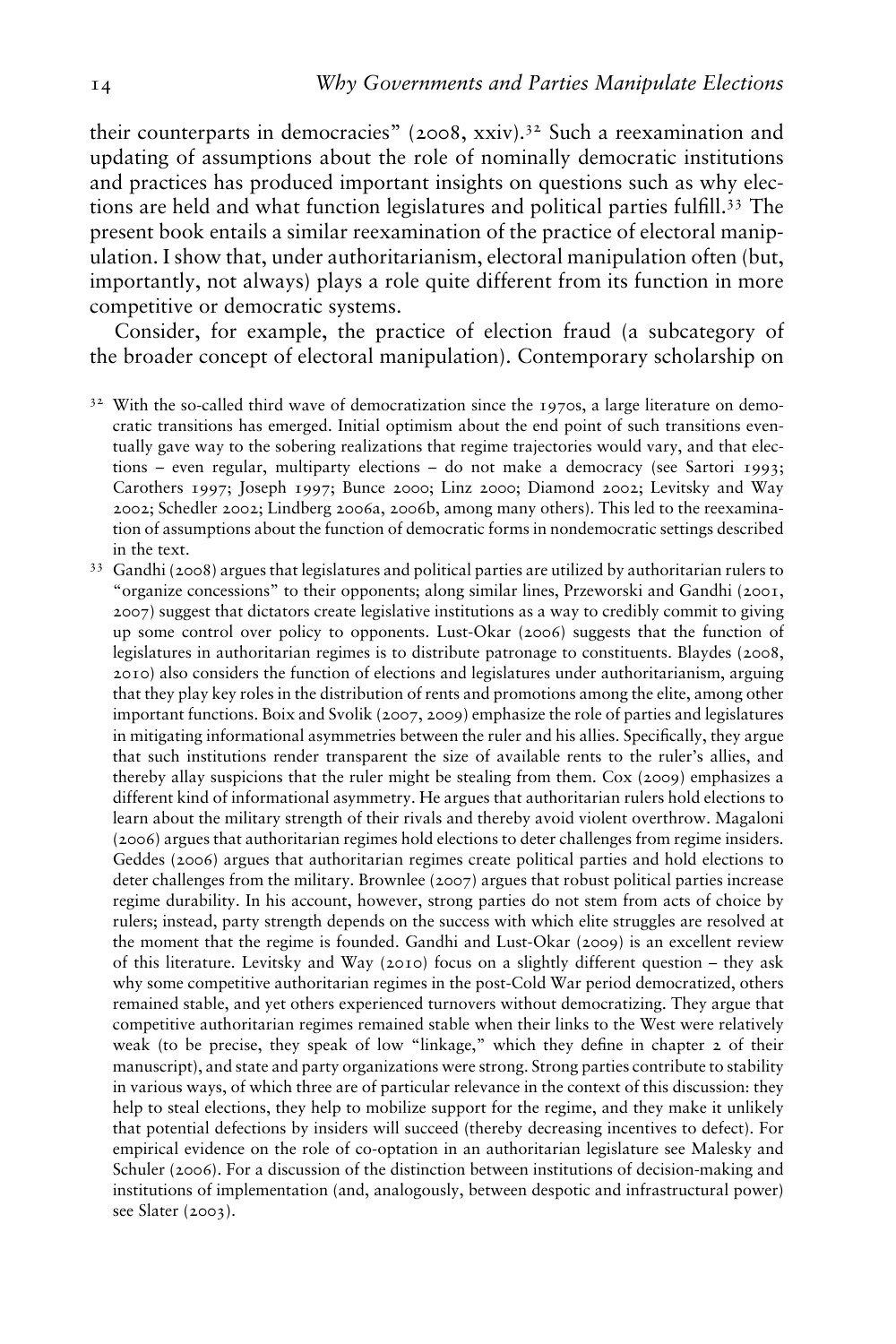their counterparts in democracies" (2008, xxiv).[32] Such a reexamination and updating of assumptions about the role of nominally democratic institutions and practices has produced important insights on questions such as why elections are held and what function legislatures and political parties fulfill.[33] The present book entails a similar reexamination of the practice of electoral manipulation. I show that, under authoritarianism, electoral manipulation often (but, importantly, not always) plays a role quite different from its function in more competitive or democratic systems.

Consider, for example, the practice of election fraud (a subcategory of the broader concept of electoral manipulation). Contemporary scholarship on

[32] With the so-called third wave of democratization since the 1970s, a large literature on democratic transitions has emerged. Initial optimism about the end point of such transitions eventually gave way to the sobering realizations that regime trajectories would vary, and that elections – even regular, multiparty elections – do not make a democracy (see Sartori 1993; Carothers 1997; Joseph 1997; Bunce 2000; Linz 2000; Diamond 2002; Levitsky and Way 2002; Schedler 2002; Lindberg 2006a, 2006b, among many others). This led to the reexamination of assumptions about the function of democratic forms in nondemocratic settings described in the text.

[33] Gandhi (2008) argues that legislatures and political parties are utilized by authoritarian rulers to "organize concessions" to their opponents; along similar lines, Przeworski and Gandhi (2001, 2007) suggest that dictators create legislative institutions as a way to credibly commit to giving up some control over policy to opponents. Lust-Okar (2006) suggests that the function of legislatures in authoritarian regimes is to distribute patronage to constituents. Blaydes (2008, 2010) also considers the function of elections and legislatures under authoritarianism, arguing that they play key roles in the distribution of rents and promotions among the elite, among other important functions. Boix and Svolik (2007, 2009) emphasize the role of parties and legislatures in mitigating informational asymmetries between the ruler and his allies. Specifically, they argue that such institutions render transparent the size of available rents to the ruler's allies, and thereby allay suspicions that the ruler might be stealing from them. Cox (2009) emphasizes a different kind of informational asymmetry. He argues that authoritarian rulers hold elections to learn about the military strength of their rivals and thereby avoid violent overthrow. Magaloni (2006) argues that authoritarian regimes hold elections to deter challenges from regime insiders. Geddes (2006) argues that authoritarian regimes create political parties and hold elections to deter challenges from the military. Brownlee (2007) argues that robust political parties increase regime durability. In his account, however, strong parties do not stem from acts of choice by rulers; instead, party strength depends on the success with which elite struggles are resolved at the moment that the regime is founded. Gandhi and Lust-Okar (2009) is an excellent review of this literature. Levitsky and Way (2010) focus on a slightly different question – they ask why some competitive authoritarian regimes in the post-Cold War period democratized, others remained stable, and yet others experienced turnovers without democratizing. They argue that competitive authoritarian regimes remained stable when their links to the West were relatively weak (to be precise, they speak of low "linkage," which they define in chapter 2 of their manuscript), and state and party organizations were strong. Strong parties contribute to stability in various ways, of which three are of particular relevance in the context of this discussion: they help to steal elections, they help to mobilize support for the regime, and they make it unlikely that potential defections by insiders will succeed (thereby decreasing incentives to defect). For empirical evidence on the role of co-optation in an authoritarian legislature see Malesky and Schuler (2006). For a discussion of the distinction between institutions of decision-making and institutions of implementation (and, analogously, between despotic and infrastructural power) see Slater (2003).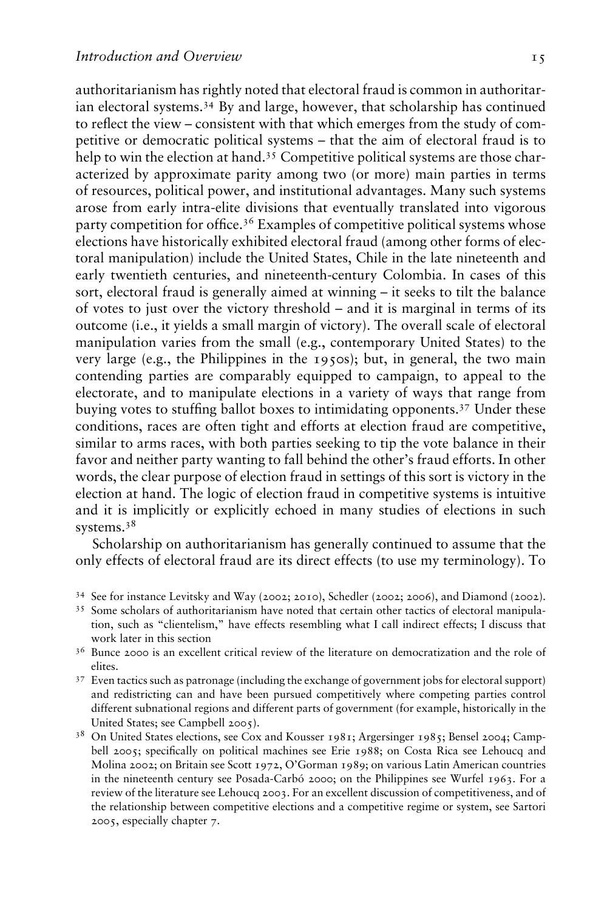authoritarianism has rightly noted that electoral fraud is common in authoritarian electoral systems.[34] By and large, however, that scholarship has continued to reflect the view – consistent with that which emerges from the study of competitive or democratic political systems – that the aim of electoral fraud is to help to win the election at hand.[35] Competitive political systems are those characterized by approximate parity among two (or more) main parties in terms of resources, political power, and institutional advantages. Many such systems arose from early intra-elite divisions that eventually translated into vigorous party competition for office.[36] Examples of competitive political systems whose elections have historically exhibited electoral fraud (among other forms of electoral manipulation) include the United States, Chile in the late nineteenth and early twentieth centuries, and nineteenth-century Colombia. In cases of this sort, electoral fraud is generally aimed at winning – it seeks to tilt the balance of votes to just over the victory threshold – and it is marginal in terms of its outcome (i.e., it yields a small margin of victory). The overall scale of electoral manipulation varies from the small (e.g., contemporary United States) to the very large (e.g., the Philippines in the 1950s); but, in general, the two main contending parties are comparably equipped to campaign, to appeal to the electorate, and to manipulate elections in a variety of ways that range from buying votes to stuffing ballot boxes to intimidating opponents.[37] Under these conditions, races are often tight and efforts at election fraud are competitive, similar to arms races, with both parties seeking to tip the vote balance in their favor and neither party wanting to fall behind the other's fraud efforts. In other words, the clear purpose of election fraud in settings of this sort is victory in the election at hand. The logic of election fraud in competitive systems is intuitive and it is implicitly or explicitly echoed in many studies of elections in such systems.[38]

Scholarship on authoritarianism has generally continued to assume that the only effects of electoral fraud are its direct effects (to use my terminology). To

[34] See for instance Levitsky and Way (2002; 2010), Schedler (2002; 2006), and Diamond (2002).

[35] Some scholars of authoritarianism have noted that certain other tactics of electoral manipulation, such as "clientelism," have effects resembling what I call indirect effects; I discuss that work later in this section

[36] Bunce 2000 is an excellent critical review of the literature on democratization and the role of elites.

[37] Even tactics such as patronage (including the exchange of government jobs for electoral support) and redistricting can and have been pursued competitively where competing parties control different subnational regions and different parts of government (for example, historically in the United States; see Campbell 2005).

[38] On United States elections, see Cox and Kousser 1981; Argersinger 1985; Bensel 2004; Campbell 2005; specifically on political machines see Erie 1988; on Costa Rica see Lehoucq and Molina 2002; on Britain see Scott 1972, O'Gorman 1989; on various Latin American countries in the nineteenth century see Posada-Carbó 2000; on the Philippines see Wurfel 1963. For a review of the literature see Lehoucq 2003. For an excellent discussion of competitiveness, and of the relationship between competitive elections and a competitive regime or system, see Sartori 2005, especially chapter 7.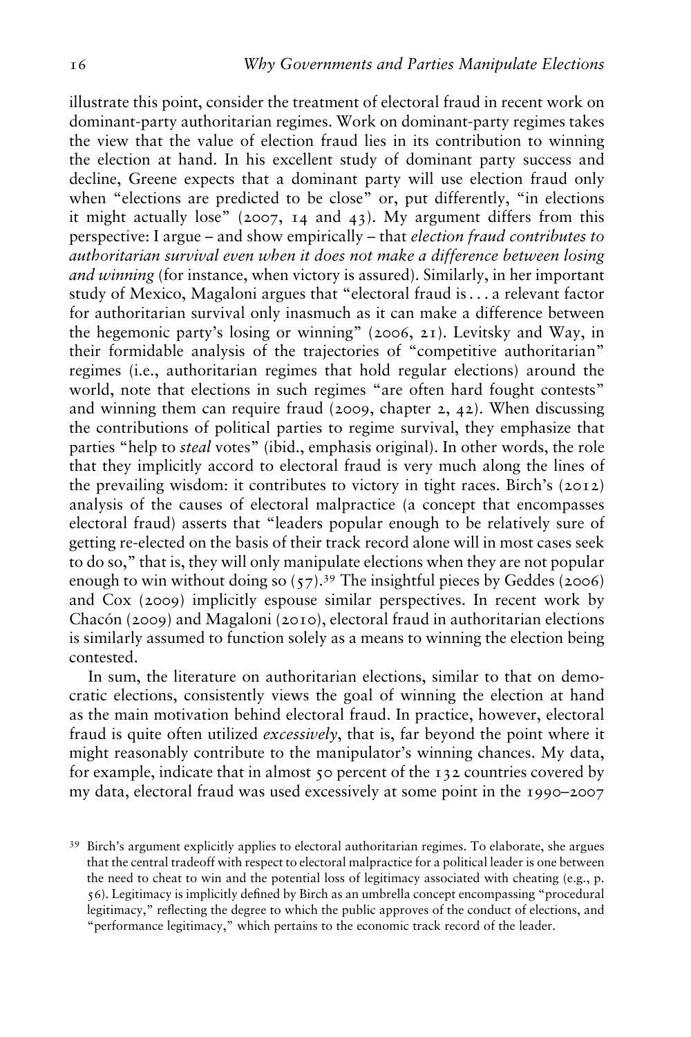illustrate this point, consider the treatment of electoral fraud in recent work on dominant-party authoritarian regimes. Work on dominant-party regimes takes the view that the value of election fraud lies in its contribution to winning the election at hand. In his excellent study of dominant party success and decline, Greene expects that a dominant party will use election fraud only when "elections are predicted to be close" or, put differently, "in elections it might actually lose" (2007, 14 and 43). My argument differs from this perspective: I argue – and show empirically – that *election fraud contributes to authoritarian survival even when it does not make a difference between losing and winning* (for instance, when victory is assured). Similarly, in her important study of Mexico, Magaloni argues that "electoral fraud is . . . a relevant factor for authoritarian survival only inasmuch as it can make a difference between the hegemonic party's losing or winning" (2006, 21). Levitsky and Way, in their formidable analysis of the trajectories of "competitive authoritarian" regimes (i.e., authoritarian regimes that hold regular elections) around the world, note that elections in such regimes "are often hard fought contests" and winning them can require fraud (2009, chapter 2, 42). When discussing the contributions of political parties to regime survival, they emphasize that parties "help to *steal* votes" (ibid., emphasis original). In other words, the role that they implicitly accord to electoral fraud is very much along the lines of the prevailing wisdom: it contributes to victory in tight races. Birch's (2012) analysis of the causes of electoral malpractice (a concept that encompasses electoral fraud) asserts that "leaders popular enough to be relatively sure of getting re-elected on the basis of their track record alone will in most cases seek to do so," that is, they will only manipulate elections when they are not popular enough to win without doing so (57).[39] The insightful pieces by Geddes (2006) and Cox (2009) implicitly espouse similar perspectives. In recent work by Chacón (2009) and Magaloni (2010), electoral fraud in authoritarian elections is similarly assumed to function solely as a means to winning the election being contested.

In sum, the literature on authoritarian elections, similar to that on democratic elections, consistently views the goal of winning the election at hand as the main motivation behind electoral fraud. In practice, however, electoral fraud is quite often utilized *excessively*, that is, far beyond the point where it might reasonably contribute to the manipulator's winning chances. My data, for example, indicate that in almost 50 percent of the 132 countries covered by my data, electoral fraud was used excessively at some point in the 1990–2007

[39] Birch's argument explicitly applies to electoral authoritarian regimes. To elaborate, she argues that the central tradeoff with respect to electoral malpractice for a political leader is one between the need to cheat to win and the potential loss of legitimacy associated with cheating (e.g., p. 56). Legitimacy is implicitly defined by Birch as an umbrella concept encompassing "procedural legitimacy," reflecting the degree to which the public approves of the conduct of elections, and "performance legitimacy," which pertains to the economic track record of the leader.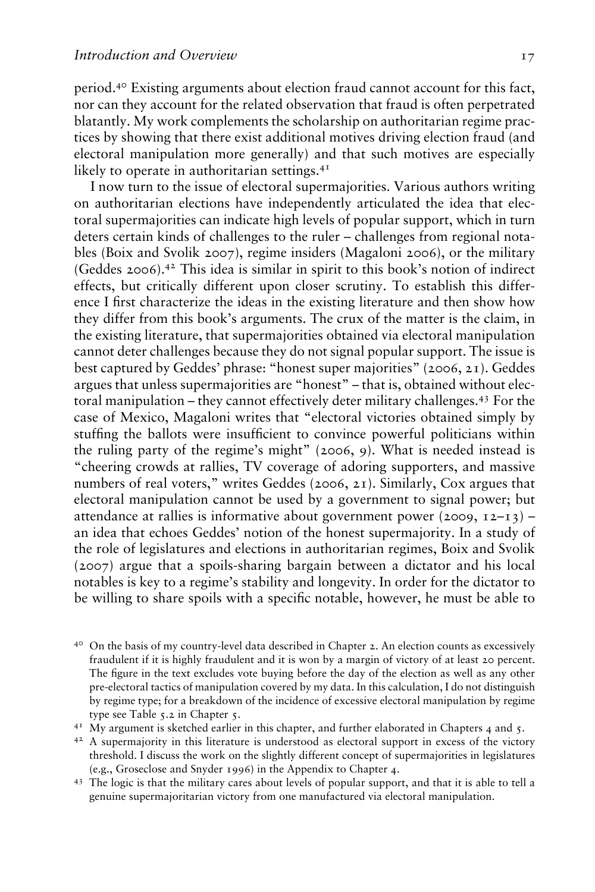period.[40] Existing arguments about election fraud cannot account for this fact, nor can they account for the related observation that fraud is often perpetrated blatantly. My work complements the scholarship on authoritarian regime practices by showing that there exist additional motives driving election fraud (and electoral manipulation more generally) and that such motives are especially likely to operate in authoritarian settings.[41]

I now turn to the issue of electoral supermajorities. Various authors writing on authoritarian elections have independently articulated the idea that electoral supermajorities can indicate high levels of popular support, which in turn deters certain kinds of challenges to the ruler – challenges from regional notables (Boix and Svolik 2007), regime insiders (Magaloni 2006), or the military (Geddes 2006).[42] This idea is similar in spirit to this book's notion of indirect effects, but critically different upon closer scrutiny. To establish this difference I first characterize the ideas in the existing literature and then show how they differ from this book's arguments. The crux of the matter is the claim, in the existing literature, that supermajorities obtained via electoral manipulation cannot deter challenges because they do not signal popular support. The issue is best captured by Geddes' phrase: "honest super majorities" (2006, 21). Geddes argues that unless supermajorities are "honest" – that is, obtained without electoral manipulation – they cannot effectively deter military challenges.[43] For the case of Mexico, Magaloni writes that "electoral victories obtained simply by stuffing the ballots were insufficient to convince powerful politicians within the ruling party of the regime's might" (2006, 9). What is needed instead is "cheering crowds at rallies, TV coverage of adoring supporters, and massive numbers of real voters," writes Geddes (2006, 21). Similarly, Cox argues that electoral manipulation cannot be used by a government to signal power; but attendance at rallies is informative about government power (2009, 12–13) – an idea that echoes Geddes' notion of the honest supermajority. In a study of the role of legislatures and elections in authoritarian regimes, Boix and Svolik (2007) argue that a spoils-sharing bargain between a dictator and his local notables is key to a regime's stability and longevity. In order for the dictator to be willing to share spoils with a specific notable, however, he must be able to

[40] On the basis of my country-level data described in Chapter 2. An election counts as excessively fraudulent if it is highly fraudulent and it is won by a margin of victory of at least 20 percent. The figure in the text excludes vote buying before the day of the election as well as any other pre-electoral tactics of manipulation covered by my data. In this calculation, I do not distinguish by regime type; for a breakdown of the incidence of excessive electoral manipulation by regime type see Table 5.2 in Chapter 5.

[41] My argument is sketched earlier in this chapter, and further elaborated in Chapters 4 and 5.

[42] A supermajority in this literature is understood as electoral support in excess of the victory threshold. I discuss the work on the slightly different concept of supermajorities in legislatures (e.g., Groseclose and Snyder 1996) in the Appendix to Chapter 4.

[43] The logic is that the military cares about levels of popular support, and that it is able to tell a genuine supermajoritarian victory from one manufactured via electoral manipulation.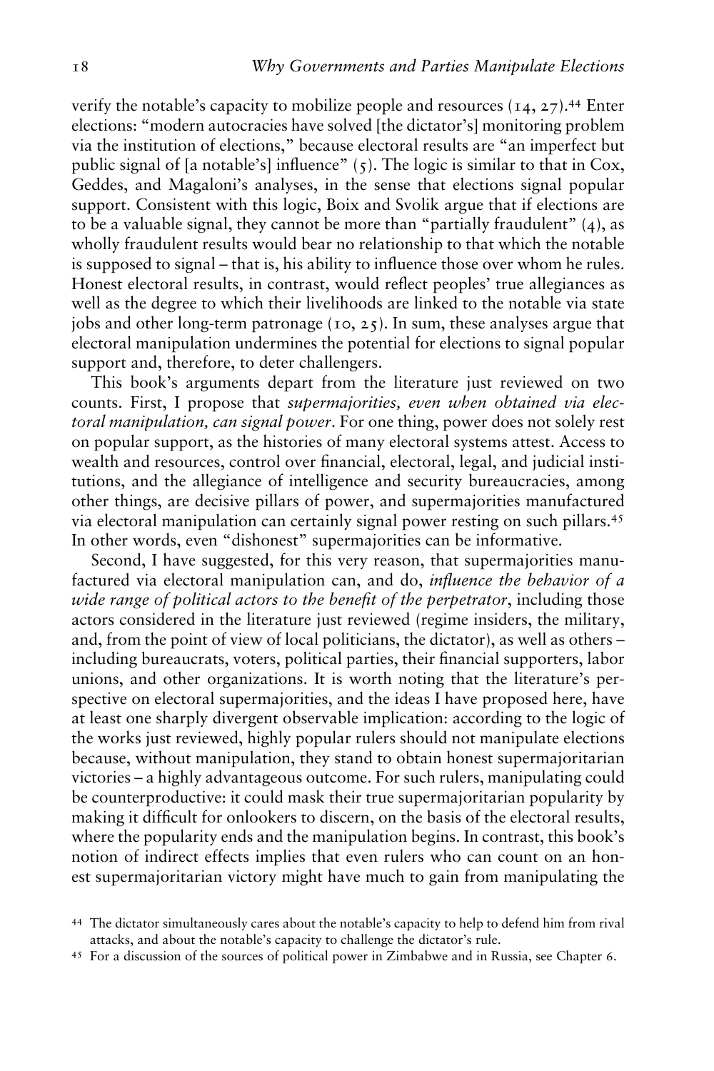verify the notable's capacity to mobilize people and resources (14, 27).[44] Enter elections: "modern autocracies have solved [the dictator's] monitoring problem via the institution of elections," because electoral results are "an imperfect but public signal of [a notable's] influence" (5). The logic is similar to that in Cox, Geddes, and Magaloni's analyses, in the sense that elections signal popular support. Consistent with this logic, Boix and Svolik argue that if elections are to be a valuable signal, they cannot be more than "partially fraudulent" (4), as wholly fraudulent results would bear no relationship to that which the notable is supposed to signal – that is, his ability to influence those over whom he rules. Honest electoral results, in contrast, would reflect peoples' true allegiances as well as the degree to which their livelihoods are linked to the notable via state jobs and other long-term patronage (10, 25). In sum, these analyses argue that electoral manipulation undermines the potential for elections to signal popular support and, therefore, to deter challengers.

This book's arguments depart from the literature just reviewed on two counts. First, I propose that *supermajorities, even when obtained via electoral manipulation, can signal power*. For one thing, power does not solely rest on popular support, as the histories of many electoral systems attest. Access to wealth and resources, control over financial, electoral, legal, and judicial institutions, and the allegiance of intelligence and security bureaucracies, among other things, are decisive pillars of power, and supermajorities manufactured via electoral manipulation can certainly signal power resting on such pillars.[45] In other words, even "dishonest" supermajorities can be informative.

Second, I have suggested, for this very reason, that supermajorities manufactured via electoral manipulation can, and do, *influence the behavior of a wide range of political actors to the benefit of the perpetrator*, including those actors considered in the literature just reviewed (regime insiders, the military, and, from the point of view of local politicians, the dictator), as well as others – including bureaucrats, voters, political parties, their financial supporters, labor unions, and other organizations. It is worth noting that the literature's perspective on electoral supermajorities, and the ideas I have proposed here, have at least one sharply divergent observable implication: according to the logic of the works just reviewed, highly popular rulers should not manipulate elections because, without manipulation, they stand to obtain honest supermajoritarian victories – a highly advantageous outcome. For such rulers, manipulating could be counterproductive: it could mask their true supermajoritarian popularity by making it difficult for onlookers to discern, on the basis of the electoral results, where the popularity ends and the manipulation begins. In contrast, this book's notion of indirect effects implies that even rulers who can count on an honest supermajoritarian victory might have much to gain from manipulating the

[44] The dictator simultaneously cares about the notable's capacity to help to defend him from rival attacks, and about the notable's capacity to challenge the dictator's rule.

[45] For a discussion of the sources of political power in Zimbabwe and in Russia, see Chapter 6.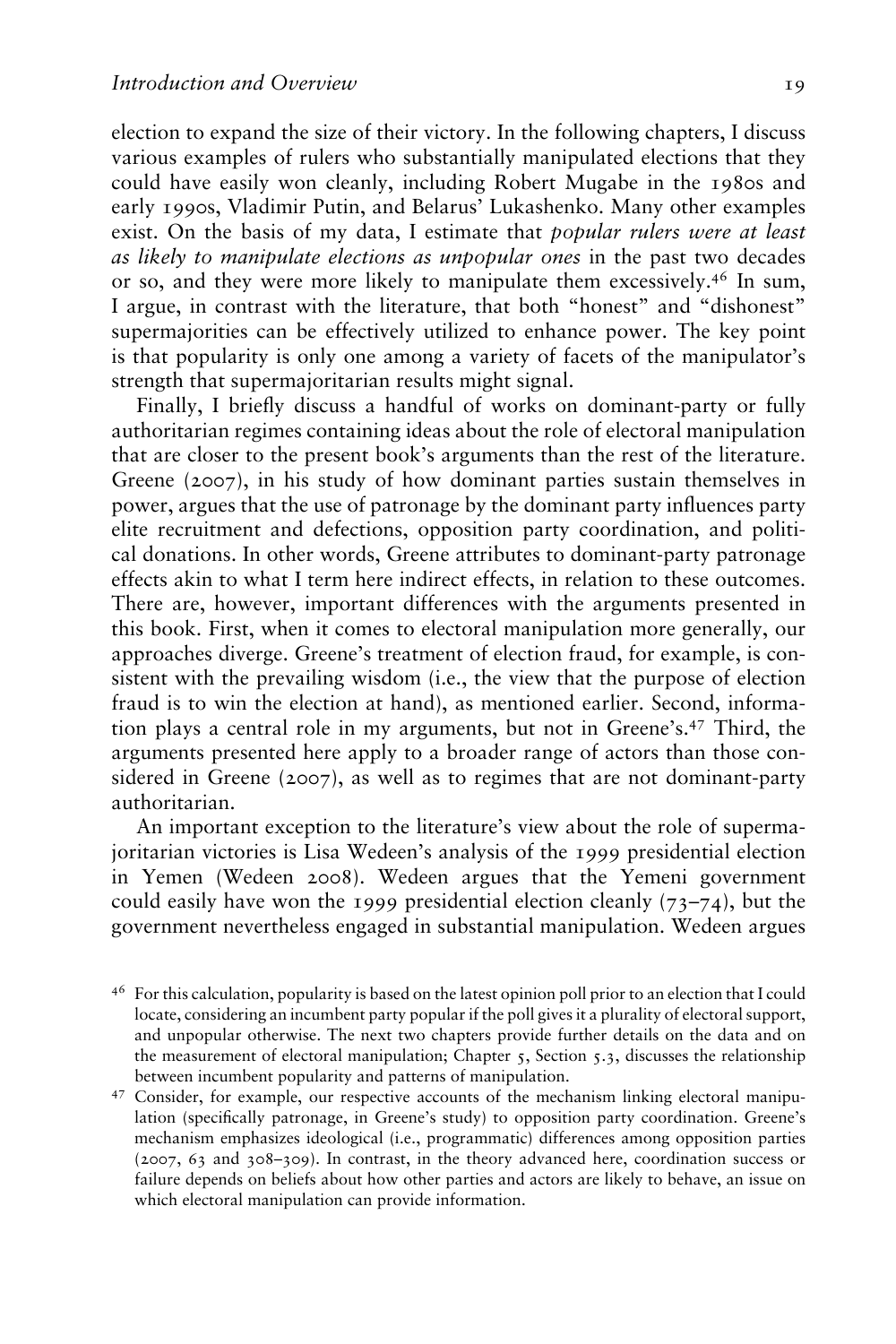election to expand the size of their victory. In the following chapters, I discuss various examples of rulers who substantially manipulated elections that they could have easily won cleanly, including Robert Mugabe in the 1980s and early 1990s, Vladimir Putin, and Belarus' Lukashenko. Many other examples exist. On the basis of my data, I estimate that *popular rulers were at least as likely to manipulate elections as unpopular ones* in the past two decades or so, and they were more likely to manipulate them excessively.[46] In sum, I argue, in contrast with the literature, that both "honest" and "dishonest" supermajorities can be effectively utilized to enhance power. The key point is that popularity is only one among a variety of facets of the manipulator's strength that supermajoritarian results might signal.

Finally, I briefly discuss a handful of works on dominant-party or fully authoritarian regimes containing ideas about the role of electoral manipulation that are closer to the present book's arguments than the rest of the literature. Greene (2007), in his study of how dominant parties sustain themselves in power, argues that the use of patronage by the dominant party influences party elite recruitment and defections, opposition party coordination, and political donations. In other words, Greene attributes to dominant-party patronage effects akin to what I term here indirect effects, in relation to these outcomes. There are, however, important differences with the arguments presented in this book. First, when it comes to electoral manipulation more generally, our approaches diverge. Greene's treatment of election fraud, for example, is consistent with the prevailing wisdom (i.e., the view that the purpose of election fraud is to win the election at hand), as mentioned earlier. Second, information plays a central role in my arguments, but not in Greene's.[47] Third, the arguments presented here apply to a broader range of actors than those considered in Greene (2007), as well as to regimes that are not dominant-party authoritarian.

An important exception to the literature's view about the role of supermajoritarian victories is Lisa Wedeen's analysis of the 1999 presidential election in Yemen (Wedeen 2008). Wedeen argues that the Yemeni government could easily have won the 1999 presidential election cleanly (73–74), but the government nevertheless engaged in substantial manipulation. Wedeen argues

[46] For this calculation, popularity is based on the latest opinion poll prior to an election that I could locate, considering an incumbent party popular if the poll gives it a plurality of electoral support, and unpopular otherwise. The next two chapters provide further details on the data and on the measurement of electoral manipulation; Chapter 5, Section 5.3, discusses the relationship between incumbent popularity and patterns of manipulation.

[47] Consider, for example, our respective accounts of the mechanism linking electoral manipulation (specifically patronage, in Greene's study) to opposition party coordination. Greene's mechanism emphasizes ideological (i.e., programmatic) differences among opposition parties (2007, 63 and 308–309). In contrast, in the theory advanced here, coordination success or failure depends on beliefs about how other parties and actors are likely to behave, an issue on which electoral manipulation can provide information.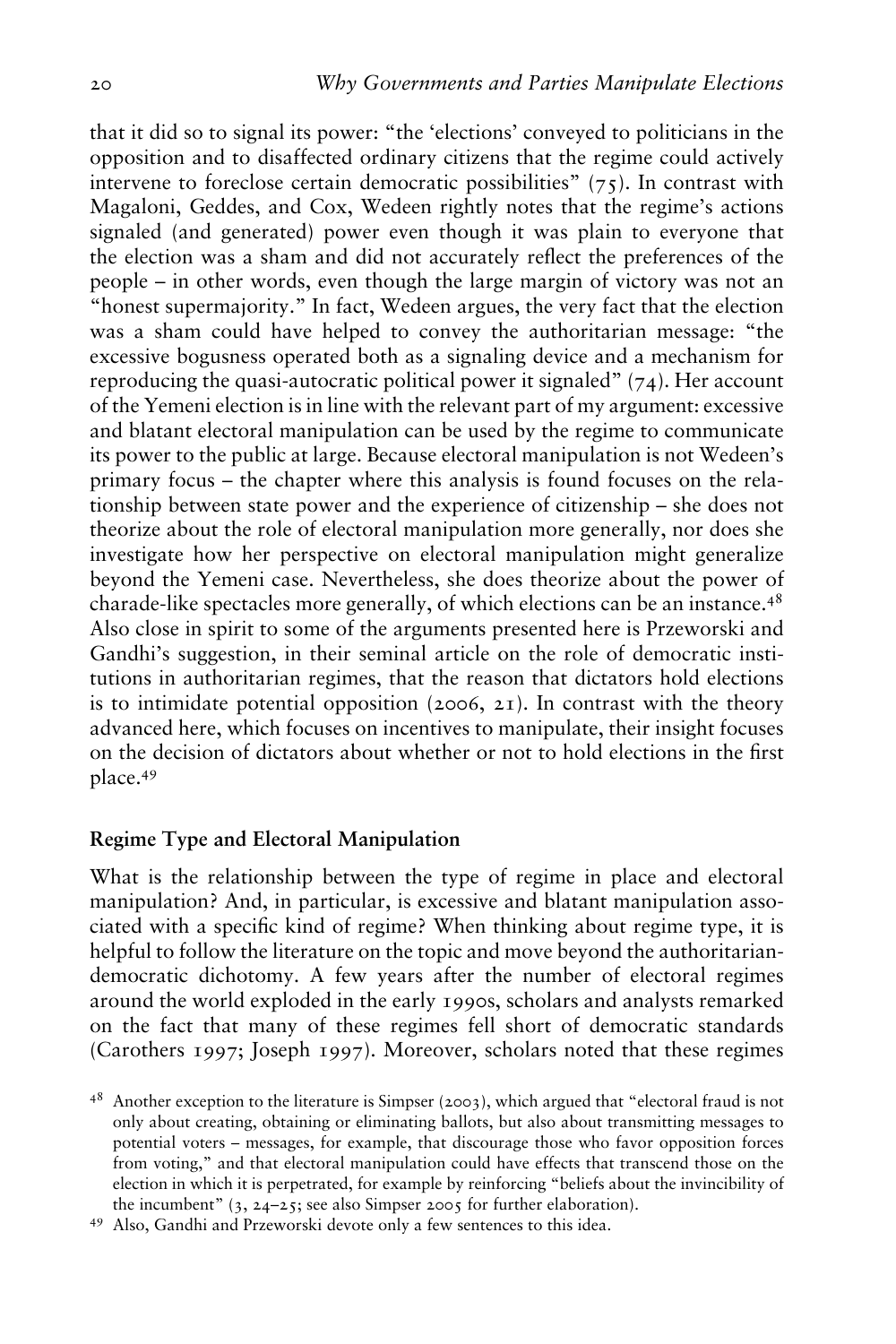that it did so to signal its power: "the 'elections' conveyed to politicians in the opposition and to disaffected ordinary citizens that the regime could actively intervene to foreclose certain democratic possibilities" (75). In contrast with Magaloni, Geddes, and Cox, Wedeen rightly notes that the regime's actions signaled (and generated) power even though it was plain to everyone that the election was a sham and did not accurately reflect the preferences of the people – in other words, even though the large margin of victory was not an "honest supermajority." In fact, Wedeen argues, the very fact that the election was a sham could have helped to convey the authoritarian message: "the excessive bogusness operated both as a signaling device and a mechanism for reproducing the quasi-autocratic political power it signaled" (74). Her account of the Yemeni election is in line with the relevant part of my argument: excessive and blatant electoral manipulation can be used by the regime to communicate its power to the public at large. Because electoral manipulation is not Wedeen's primary focus – the chapter where this analysis is found focuses on the relationship between state power and the experience of citizenship – she does not theorize about the role of electoral manipulation more generally, nor does she investigate how her perspective on electoral manipulation might generalize beyond the Yemeni case. Nevertheless, she does theorize about the power of charade-like spectacles more generally, of which elections can be an instance.[48] Also close in spirit to some of the arguments presented here is Przeworski and Gandhi's suggestion, in their seminal article on the role of democratic institutions in authoritarian regimes, that the reason that dictators hold elections is to intimidate potential opposition (2006, 21). In contrast with the theory advanced here, which focuses on incentives to manipulate, their insight focuses on the decision of dictators about whether or not to hold elections in the first place.[49]

### Regime Type and Electoral Manipulation

What is the relationship between the type of regime in place and electoral manipulation? And, in particular, is excessive and blatant manipulation associated with a specific kind of regime? When thinking about regime type, it is helpful to follow the literature on the topic and move beyond the authoritarian-democratic dichotomy. A few years after the number of electoral regimes around the world exploded in the early 1990s, scholars and analysts remarked on the fact that many of these regimes fell short of democratic standards (Carothers 1997; Joseph 1997). Moreover, scholars noted that these regimes

[48] Another exception to the literature is Simpser (2003), which argued that "electoral fraud is not only about creating, obtaining or eliminating ballots, but also about transmitting messages to potential voters – messages, for example, that discourage those who favor opposition forces from voting," and that electoral manipulation could have effects that transcend those on the election in which it is perpetrated, for example by reinforcing "beliefs about the invincibility of the incumbent" (3, 24–25; see also Simpser 2005 for further elaboration).

[49] Also, Gandhi and Przeworski devote only a few sentences to this idea.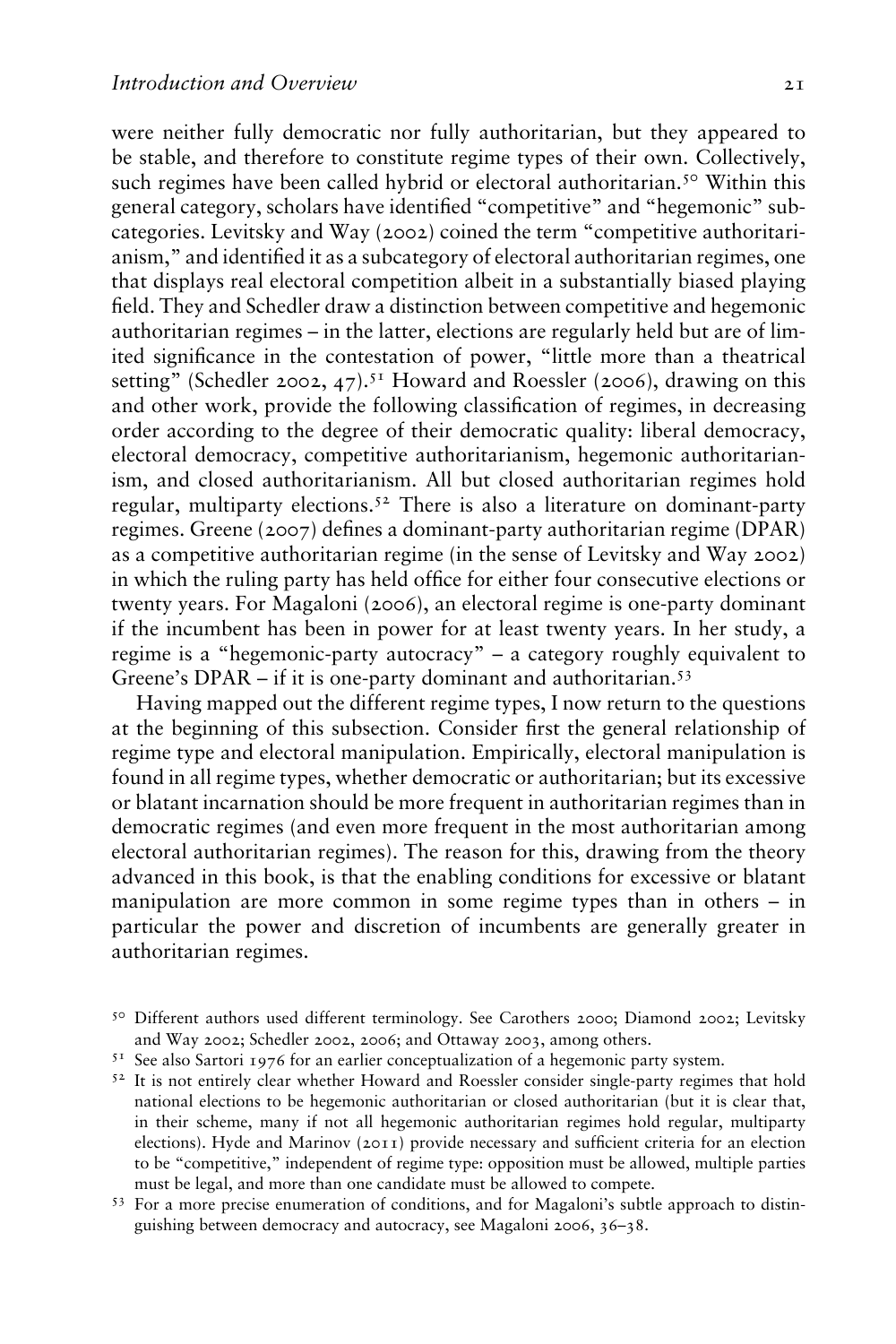were neither fully democratic nor fully authoritarian, but they appeared to be stable, and therefore to constitute regime types of their own. Collectively, such regimes have been called hybrid or electoral authoritarian.[50] Within this general category, scholars have identified "competitive" and "hegemonic" subcategories. Levitsky and Way (2002) coined the term "competitive authoritarianism," and identified it as a subcategory of electoral authoritarian regimes, one that displays real electoral competition albeit in a substantially biased playing field. They and Schedler draw a distinction between competitive and hegemonic authoritarian regimes – in the latter, elections are regularly held but are of limited significance in the contestation of power, "little more than a theatrical setting" (Schedler 2002, 47).[51] Howard and Roessler (2006), drawing on this and other work, provide the following classification of regimes, in decreasing order according to the degree of their democratic quality: liberal democracy, electoral democracy, competitive authoritarianism, hegemonic authoritarianism, and closed authoritarianism. All but closed authoritarian regimes hold regular, multiparty elections.[52] There is also a literature on dominant-party regimes. Greene (2007) defines a dominant-party authoritarian regime (DPAR) as a competitive authoritarian regime (in the sense of Levitsky and Way 2002) in which the ruling party has held office for either four consecutive elections or twenty years. For Magaloni (2006), an electoral regime is one-party dominant if the incumbent has been in power for at least twenty years. In her study, a regime is a "hegemonic-party autocracy" – a category roughly equivalent to Greene's DPAR – if it is one-party dominant and authoritarian.[53]

Having mapped out the different regime types, I now return to the questions at the beginning of this subsection. Consider first the general relationship of regime type and electoral manipulation. Empirically, electoral manipulation is found in all regime types, whether democratic or authoritarian; but its excessive or blatant incarnation should be more frequent in authoritarian regimes than in democratic regimes (and even more frequent in the most authoritarian among electoral authoritarian regimes). The reason for this, drawing from the theory advanced in this book, is that the enabling conditions for excessive or blatant manipulation are more common in some regime types than in others – in particular the power and discretion of incumbents are generally greater in authoritarian regimes.

[50] Different authors used different terminology. See Carothers 2000; Diamond 2002; Levitsky and Way 2002; Schedler 2002, 2006; and Ottaway 2003, among others.

[51] See also Sartori 1976 for an earlier conceptualization of a hegemonic party system.

[52] It is not entirely clear whether Howard and Roessler consider single-party regimes that hold national elections to be hegemonic authoritarian or closed authoritarian (but it is clear that, in their scheme, many if not all hegemonic authoritarian regimes hold regular, multiparty elections). Hyde and Marinov (2011) provide necessary and sufficient criteria for an election to be "competitive," independent of regime type: opposition must be allowed, multiple parties must be legal, and more than one candidate must be allowed to compete.

[53] For a more precise enumeration of conditions, and for Magaloni's subtle approach to distinguishing between democracy and autocracy, see Magaloni 2006, 36–38.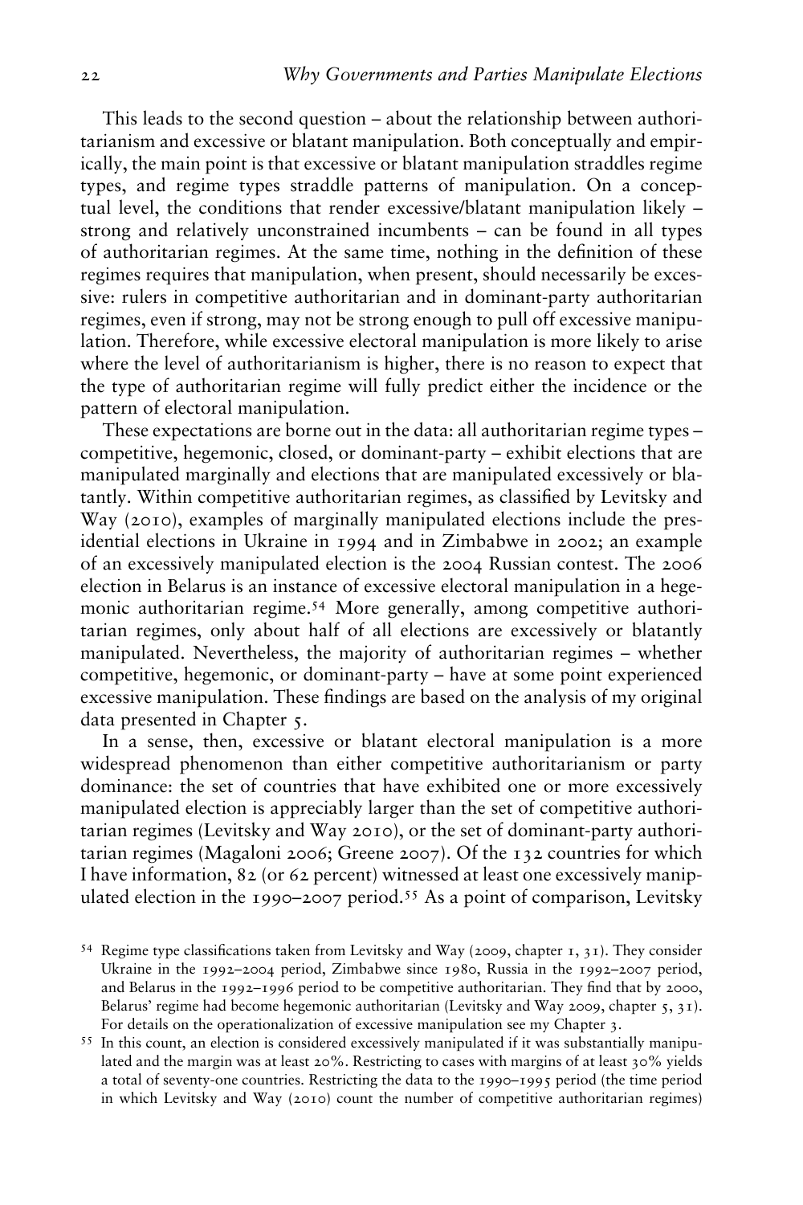This leads to the second question – about the relationship between authoritarianism and excessive or blatant manipulation. Both conceptually and empirically, the main point is that excessive or blatant manipulation straddles regime types, and regime types straddle patterns of manipulation. On a conceptual level, the conditions that render excessive/blatant manipulation likely – strong and relatively unconstrained incumbents – can be found in all types of authoritarian regimes. At the same time, nothing in the definition of these regimes requires that manipulation, when present, should necessarily be excessive: rulers in competitive authoritarian and in dominant-party authoritarian regimes, even if strong, may not be strong enough to pull off excessive manipulation. Therefore, while excessive electoral manipulation is more likely to arise where the level of authoritarianism is higher, there is no reason to expect that the type of authoritarian regime will fully predict either the incidence or the pattern of electoral manipulation.

These expectations are borne out in the data: all authoritarian regime types – competitive, hegemonic, closed, or dominant-party – exhibit elections that are manipulated marginally and elections that are manipulated excessively or blatantly. Within competitive authoritarian regimes, as classified by Levitsky and Way (2010), examples of marginally manipulated elections include the presidential elections in Ukraine in 1994 and in Zimbabwe in 2002; an example of an excessively manipulated election is the 2004 Russian contest. The 2006 election in Belarus is an instance of excessive electoral manipulation in a hegemonic authoritarian regime.[54] More generally, among competitive authoritarian regimes, only about half of all elections are excessively or blatantly manipulated. Nevertheless, the majority of authoritarian regimes – whether competitive, hegemonic, or dominant-party – have at some point experienced excessive manipulation. These findings are based on the analysis of my original data presented in Chapter 5.

In a sense, then, excessive or blatant electoral manipulation is a more widespread phenomenon than either competitive authoritarianism or party dominance: the set of countries that have exhibited one or more excessively manipulated election is appreciably larger than the set of competitive authoritarian regimes (Levitsky and Way 2010), or the set of dominant-party authoritarian regimes (Magaloni 2006; Greene 2007). Of the 132 countries for which I have information, 82 (or 62 percent) witnessed at least one excessively manipulated election in the 1990–2007 period.[55] As a point of comparison, Levitsky

[54] Regime type classifications taken from Levitsky and Way (2009, chapter 1, 31). They consider Ukraine in the 1992–2004 period, Zimbabwe since 1980, Russia in the 1992–2007 period, and Belarus in the 1992–1996 period to be competitive authoritarian. They find that by 2000, Belarus' regime had become hegemonic authoritarian (Levitsky and Way 2009, chapter 5, 31). For details on the operationalization of excessive manipulation see my Chapter 3.

[55] In this count, an election is considered excessively manipulated if it was substantially manipulated and the margin was at least 20%. Restricting to cases with margins of at least 30% yields a total of seventy-one countries. Restricting the data to the 1990–1995 period (the time period in which Levitsky and Way (2010) count the number of competitive authoritarian regimes)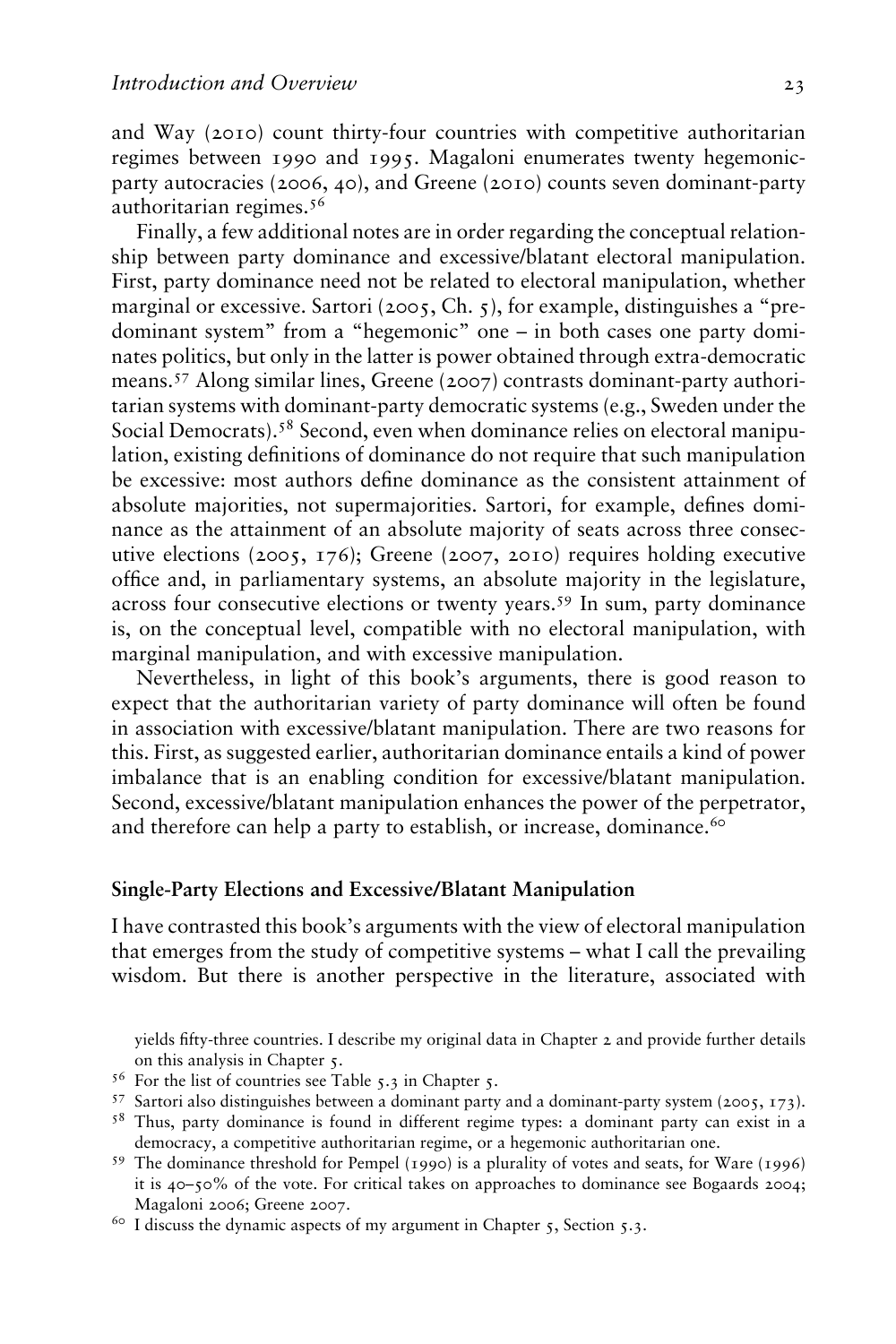and Way (2010) count thirty-four countries with competitive authoritarian regimes between 1990 and 1995. Magaloni enumerates twenty hegemonic-party autocracies (2006, 40), and Greene (2010) counts seven dominant-party authoritarian regimes.[56]

Finally, a few additional notes are in order regarding the conceptual relationship between party dominance and excessive/blatant electoral manipulation. First, party dominance need not be related to electoral manipulation, whether marginal or excessive. Sartori (2005, Ch. 5), for example, distinguishes a "predominant system" from a "hegemonic" one – in both cases one party dominates politics, but only in the latter is power obtained through extra-democratic means.[57] Along similar lines, Greene (2007) contrasts dominant-party authoritarian systems with dominant-party democratic systems (e.g., Sweden under the Social Democrats).[58] Second, even when dominance relies on electoral manipulation, existing definitions of dominance do not require that such manipulation be excessive: most authors define dominance as the consistent attainment of absolute majorities, not supermajorities. Sartori, for example, defines dominance as the attainment of an absolute majority of seats across three consecutive elections (2005, 176); Greene (2007, 2010) requires holding executive office and, in parliamentary systems, an absolute majority in the legislature, across four consecutive elections or twenty years.[59] In sum, party dominance is, on the conceptual level, compatible with no electoral manipulation, with marginal manipulation, and with excessive manipulation.

Nevertheless, in light of this book's arguments, there is good reason to expect that the authoritarian variety of party dominance will often be found in association with excessive/blatant manipulation. There are two reasons for this. First, as suggested earlier, authoritarian dominance entails a kind of power imbalance that is an enabling condition for excessive/blatant manipulation. Second, excessive/blatant manipulation enhances the power of the perpetrator, and therefore can help a party to establish, or increase, dominance.[60]

## Single-Party Elections and Excessive/Blatant Manipulation

I have contrasted this book's arguments with the view of electoral manipulation that emerges from the study of competitive systems – what I call the prevailing wisdom. But there is another perspective in the literature, associated with

yields fifty-three countries. I describe my original data in Chapter 2 and provide further details on this analysis in Chapter 5.

[56] For the list of countries see Table 5.3 in Chapter 5.

[57] Sartori also distinguishes between a dominant party and a dominant-party system (2005, 173).

[58] Thus, party dominance is found in different regime types: a dominant party can exist in a democracy, a competitive authoritarian regime, or a hegemonic authoritarian one.

[59] The dominance threshold for Pempel (1990) is a plurality of votes and seats, for Ware (1996) it is 40–50% of the vote. For critical takes on approaches to dominance see Bogaards 2004; Magaloni 2006; Greene 2007.

[60] I discuss the dynamic aspects of my argument in Chapter 5, Section 5.3.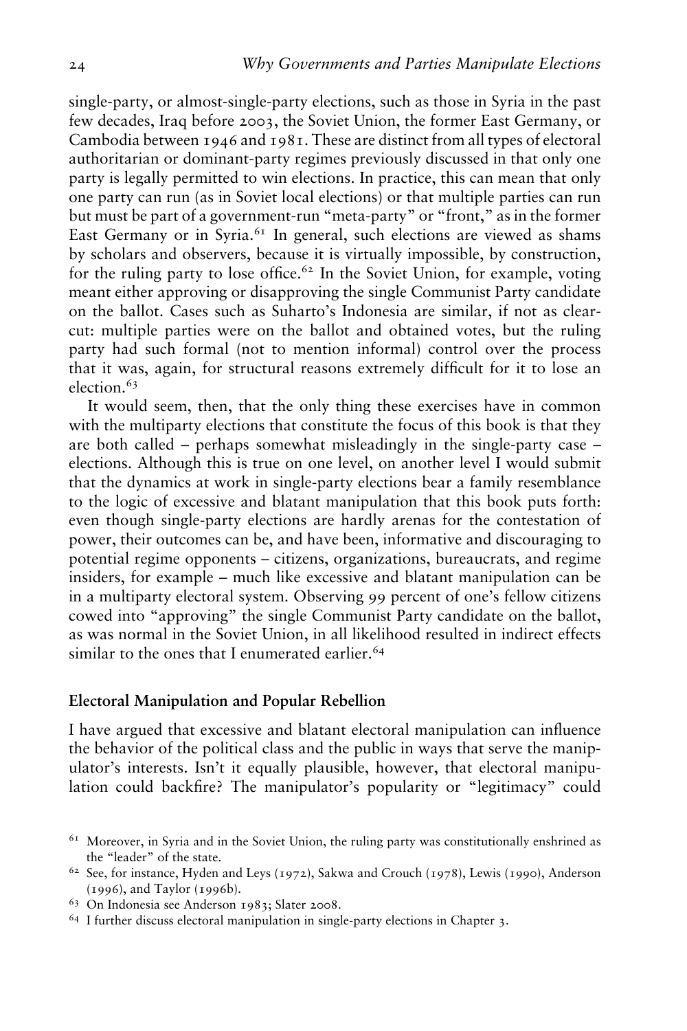single-party, or almost-single-party elections, such as those in Syria in the past few decades, Iraq before 2003, the Soviet Union, the former East Germany, or Cambodia between 1946 and 1981. These are distinct from all types of electoral authoritarian or dominant-party regimes previously discussed in that only one party is legally permitted to win elections. In practice, this can mean that only one party can run (as in Soviet local elections) or that multiple parties can run but must be part of a government-run "meta-party" or "front," as in the former East Germany or in Syria.[61] In general, such elections are viewed as shams by scholars and observers, because it is virtually impossible, by construction, for the ruling party to lose office.[62] In the Soviet Union, for example, voting meant either approving or disapproving the single Communist Party candidate on the ballot. Cases such as Suharto's Indonesia are similar, if not as clear-cut: multiple parties were on the ballot and obtained votes, but the ruling party had such formal (not to mention informal) control over the process that it was, again, for structural reasons extremely difficult for it to lose an election.[63]

It would seem, then, that the only thing these exercises have in common with the multiparty elections that constitute the focus of this book is that they are both called – perhaps somewhat misleadingly in the single-party case – elections. Although this is true on one level, on another level I would submit that the dynamics at work in single-party elections bear a family resemblance to the logic of excessive and blatant manipulation that this book puts forth: even though single-party elections are hardly arenas for the contestation of power, their outcomes can be, and have been, informative and discouraging to potential regime opponents – citizens, organizations, bureaucrats, and regime insiders, for example – much like excessive and blatant manipulation can be in a multiparty electoral system. Observing 99 percent of one's fellow citizens cowed into "approving" the single Communist Party candidate on the ballot, as was normal in the Soviet Union, in all likelihood resulted in indirect effects similar to the ones that I enumerated earlier.[64]

### Electoral Manipulation and Popular Rebellion

I have argued that excessive and blatant electoral manipulation can influence the behavior of the political class and the public in ways that serve the manipulator's interests. Isn't it equally plausible, however, that electoral manipulation could backfire? The manipulator's popularity or "legitimacy" could

[61] Moreover, in Syria and in the Soviet Union, the ruling party was constitutionally enshrined as the "leader" of the state.

[62] See, for instance, Hyden and Leys (1972), Sakwa and Crouch (1978), Lewis (1990), Anderson (1996), and Taylor (1996b).

[63] On Indonesia see Anderson 1983; Slater 2008.

[64] I further discuss electoral manipulation in single-party elections in Chapter 3.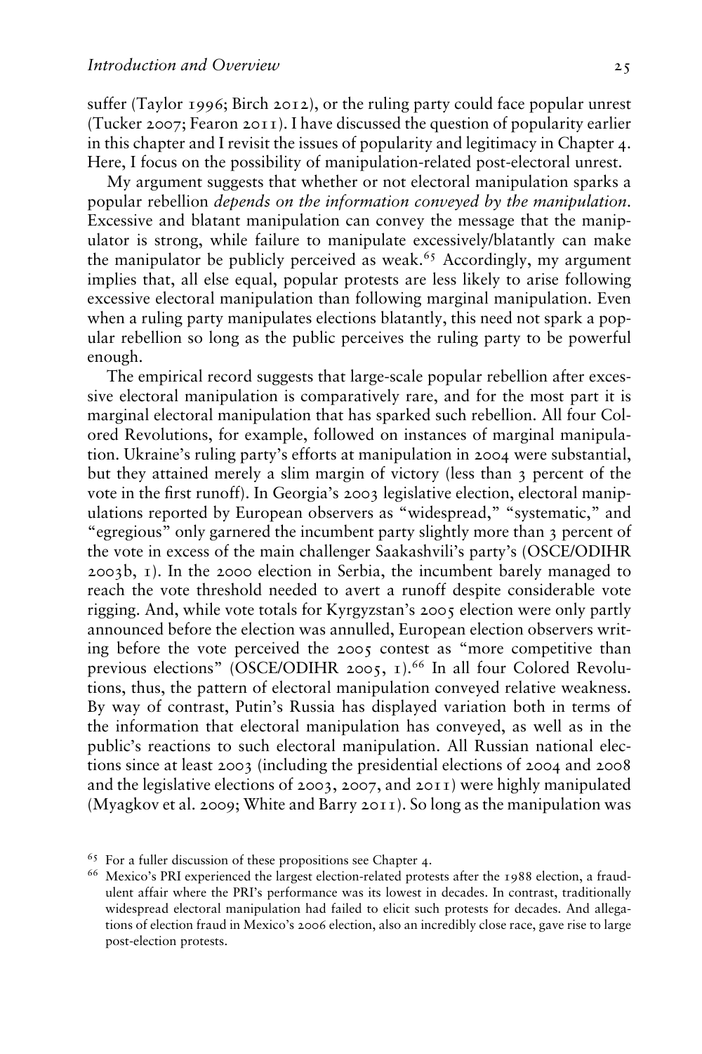suffer (Taylor 1996; Birch 2012), or the ruling party could face popular unrest (Tucker 2007; Fearon 2011). I have discussed the question of popularity earlier in this chapter and I revisit the issues of popularity and legitimacy in Chapter 4. Here, I focus on the possibility of manipulation-related post-electoral unrest.

My argument suggests that whether or not electoral manipulation sparks a popular rebellion *depends on the information conveyed by the manipulation*. Excessive and blatant manipulation can convey the message that the manipulator is strong, while failure to manipulate excessively/blatantly can make the manipulator be publicly perceived as weak.[65] Accordingly, my argument implies that, all else equal, popular protests are less likely to arise following excessive electoral manipulation than following marginal manipulation. Even when a ruling party manipulates elections blatantly, this need not spark a popular rebellion so long as the public perceives the ruling party to be powerful enough.

The empirical record suggests that large-scale popular rebellion after excessive electoral manipulation is comparatively rare, and for the most part it is marginal electoral manipulation that has sparked such rebellion. All four Colored Revolutions, for example, followed on instances of marginal manipulation. Ukraine's ruling party's efforts at manipulation in 2004 were substantial, but they attained merely a slim margin of victory (less than 3 percent of the vote in the first runoff). In Georgia's 2003 legislative election, electoral manipulations reported by European observers as "widespread," "systematic," and "egregious" only garnered the incumbent party slightly more than 3 percent of the vote in excess of the main challenger Saakashvili's party's (OSCE/ODIHR 2003b, 1). In the 2000 election in Serbia, the incumbent barely managed to reach the vote threshold needed to avert a runoff despite considerable vote rigging. And, while vote totals for Kyrgyzstan's 2005 election were only partly announced before the election was annulled, European election observers writing before the vote perceived the 2005 contest as "more competitive than previous elections" (OSCE/ODIHR 2005, 1).[66] In all four Colored Revolutions, thus, the pattern of electoral manipulation conveyed relative weakness. By way of contrast, Putin's Russia has displayed variation both in terms of the information that electoral manipulation has conveyed, as well as in the public's reactions to such electoral manipulation. All Russian national elections since at least 2003 (including the presidential elections of 2004 and 2008 and the legislative elections of 2003, 2007, and 2011) were highly manipulated (Myagkov et al. 2009; White and Barry 2011). So long as the manipulation was

[65] For a fuller discussion of these propositions see Chapter 4.

[66] Mexico's PRI experienced the largest election-related protests after the 1988 election, a fraudulent affair where the PRI's performance was its lowest in decades. In contrast, traditionally widespread electoral manipulation had failed to elicit such protests for decades. And allegations of election fraud in Mexico's 2006 election, also an incredibly close race, gave rise to large post-election protests.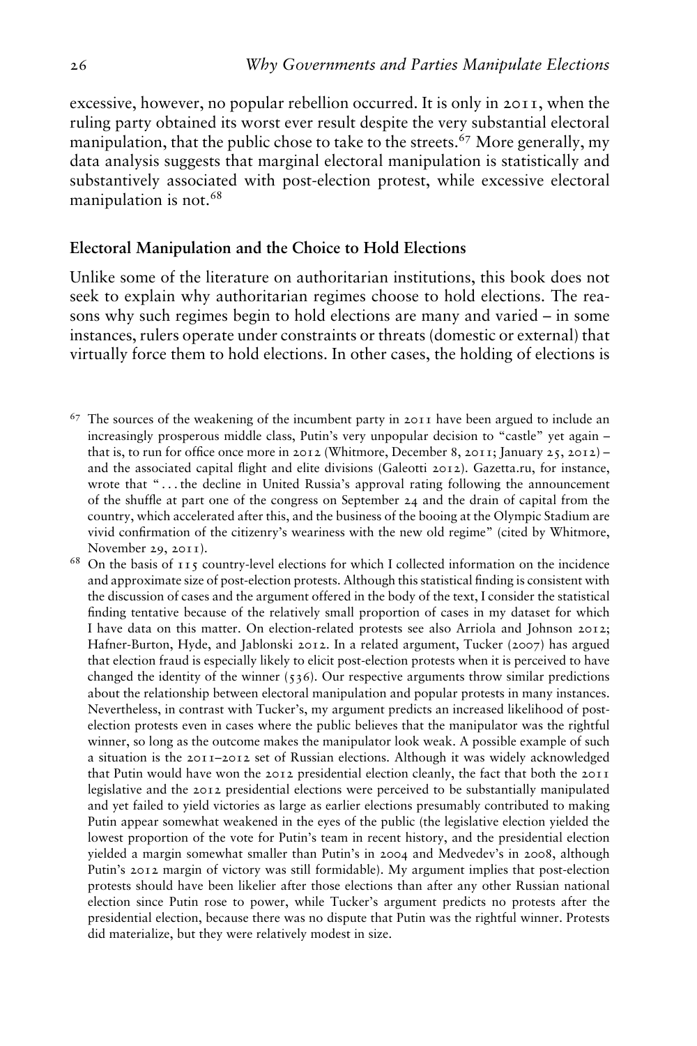excessive, however, no popular rebellion occurred. It is only in 2011, when the ruling party obtained its worst ever result despite the very substantial electoral manipulation, that the public chose to take to the streets.[67] More generally, my data analysis suggests that marginal electoral manipulation is statistically and substantively associated with post-election protest, while excessive electoral manipulation is not.[68]

### Electoral Manipulation and the Choice to Hold Elections

Unlike some of the literature on authoritarian institutions, this book does not seek to explain why authoritarian regimes choose to hold elections. The reasons why such regimes begin to hold elections are many and varied – in some instances, rulers operate under constraints or threats (domestic or external) that virtually force them to hold elections. In other cases, the holding of elections is

---

[67] The sources of the weakening of the incumbent party in 2011 have been argued to include an increasingly prosperous middle class, Putin's very unpopular decision to "castle" yet again – that is, to run for office once more in 2012 (Whitmore, December 8, 2011; January 25, 2012) – and the associated capital flight and elite divisions (Galeotti 2012). Gazetta.ru, for instance, wrote that "...the decline in United Russia's approval rating following the announcement of the shuffle at part one of the congress on September 24 and the drain of capital from the country, which accelerated after this, and the business of the booing at the Olympic Stadium are vivid confirmation of the citizenry's weariness with the new old regime" (cited by Whitmore, November 29, 2011).

[68] On the basis of 115 country-level elections for which I collected information on the incidence and approximate size of post-election protests. Although this statistical finding is consistent with the discussion of cases and the argument offered in the body of the text, I consider the statistical finding tentative because of the relatively small proportion of cases in my dataset for which I have data on this matter. On election-related protests see also Arriola and Johnson 2012; Hafner-Burton, Hyde, and Jablonski 2012. In a related argument, Tucker (2007) has argued that election fraud is especially likely to elicit post-election protests when it is perceived to have changed the identity of the winner (536). Our respective arguments throw similar predictions about the relationship between electoral manipulation and popular protests in many instances. Nevertheless, in contrast with Tucker's, my argument predicts an increased likelihood of post-election protests even in cases where the public believes that the manipulator was the rightful winner, so long as the outcome makes the manipulator look weak. A possible example of such a situation is the 2011–2012 set of Russian elections. Although it was widely acknowledged that Putin would have won the 2012 presidential election cleanly, the fact that both the 2011 legislative and the 2012 presidential elections were perceived to be substantially manipulated and yet failed to yield victories as large as earlier elections presumably contributed to making Putin appear somewhat weakened in the eyes of the public (the legislative election yielded the lowest proportion of the vote for Putin's team in recent history, and the presidential election yielded a margin somewhat smaller than Putin's in 2004 and Medvedev's in 2008, although Putin's 2012 margin of victory was still formidable). My argument implies that post-election protests should have been likelier after those elections than after any other Russian national election since Putin rose to power, while Tucker's argument predicts no protests after the presidential election, because there was no dispute that Putin was the rightful winner. Protests did materialize, but they were relatively modest in size.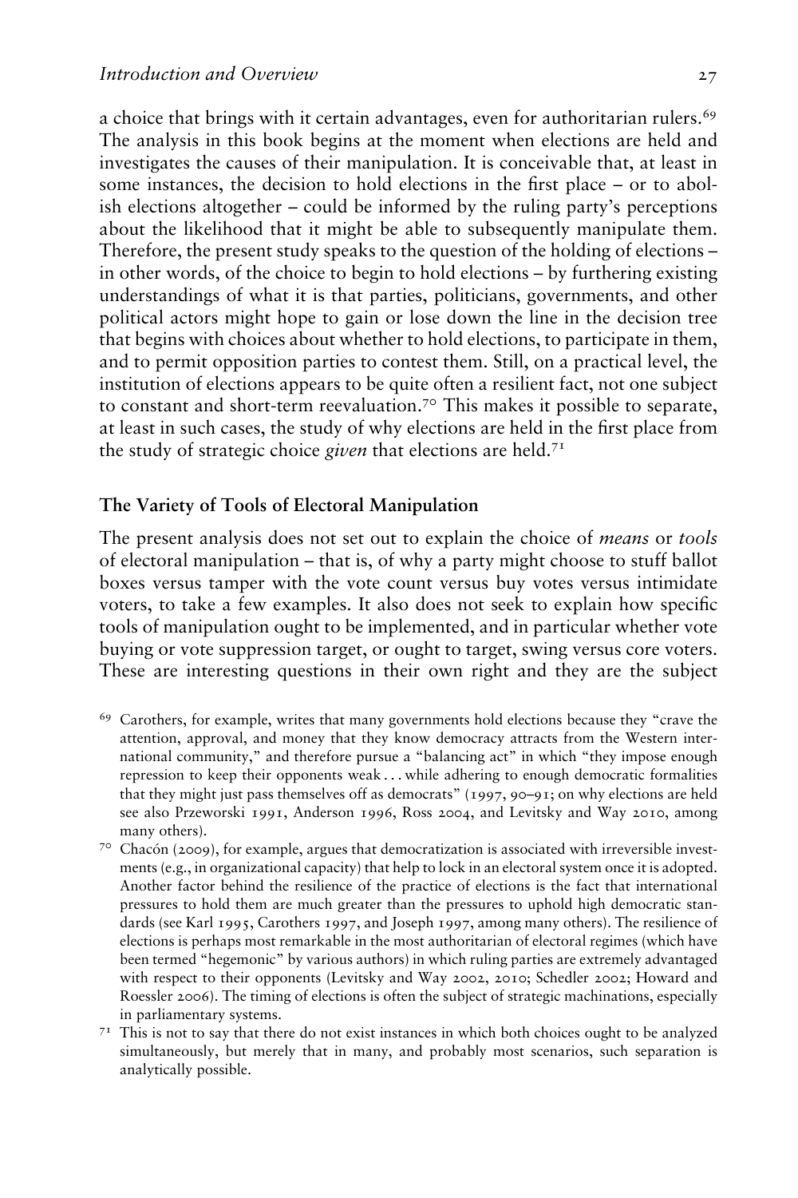a choice that brings with it certain advantages, even for authoritarian rulers.[69] The analysis in this book begins at the moment when elections are held and investigates the causes of their manipulation. It is conceivable that, at least in some instances, the decision to hold elections in the first place – or to abolish elections altogether – could be informed by the ruling party's perceptions about the likelihood that it might be able to subsequently manipulate them. Therefore, the present study speaks to the question of the holding of elections – in other words, of the choice to begin to hold elections – by furthering existing understandings of what it is that parties, politicians, governments, and other political actors might hope to gain or lose down the line in the decision tree that begins with choices about whether to hold elections, to participate in them, and to permit opposition parties to contest them. Still, on a practical level, the institution of elections appears to be quite often a resilient fact, not one subject to constant and short-term reevaluation.[70] This makes it possible to separate, at least in such cases, the study of why elections are held in the first place from the study of strategic choice *given* that elections are held.[71]

## The Variety of Tools of Electoral Manipulation

The present analysis does not set out to explain the choice of *means* or *tools* of electoral manipulation – that is, of why a party might choose to stuff ballot boxes versus tamper with the vote count versus buy votes versus intimidate voters, to take a few examples. It also does not seek to explain how specific tools of manipulation ought to be implemented, and in particular whether vote buying or vote suppression target, or ought to target, swing versus core voters. These are interesting questions in their own right and they are the subject

[69] Carothers, for example, writes that many governments hold elections because they "crave the attention, approval, and money that they know democracy attracts from the Western international community," and therefore pursue a "balancing act" in which "they impose enough repression to keep their opponents weak . . . while adhering to enough democratic formalities that they might just pass themselves off as democrats" (1997, 90–91; on why elections are held see also Przeworski 1991, Anderson 1996, Ross 2004, and Levitsky and Way 2010, among many others).

[70] Chacón (2009), for example, argues that democratization is associated with irreversible investments (e.g., in organizational capacity) that help to lock in an electoral system once it is adopted. Another factor behind the resilience of the practice of elections is the fact that international pressures to hold them are much greater than the pressures to uphold high democratic standards (see Karl 1995, Carothers 1997, and Joseph 1997, among many others). The resilience of elections is perhaps most remarkable in the most authoritarian of electoral regimes (which have been termed "hegemonic" by various authors) in which ruling parties are extremely advantaged with respect to their opponents (Levitsky and Way 2002, 2010; Schedler 2002; Howard and Roessler 2006). The timing of elections is often the subject of strategic machinations, especially in parliamentary systems.

[71] This is not to say that there do not exist instances in which both choices ought to be analyzed simultaneously, but merely that in many, and probably most scenarios, such separation is analytically possible.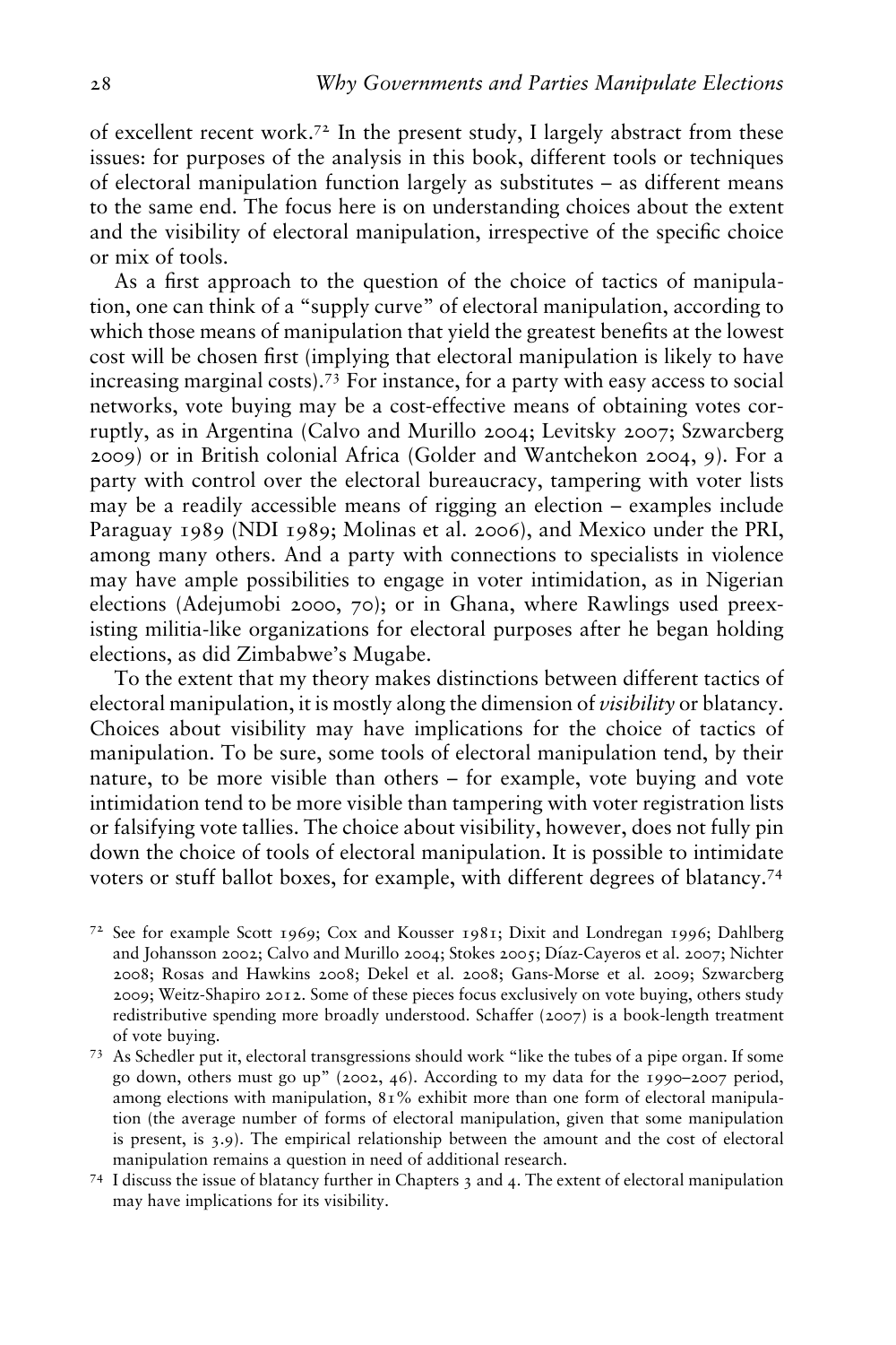of excellent recent work.[72] In the present study, I largely abstract from these issues: for purposes of the analysis in this book, different tools or techniques of electoral manipulation function largely as substitutes – as different means to the same end. The focus here is on understanding choices about the extent and the visibility of electoral manipulation, irrespective of the specific choice or mix of tools.

As a first approach to the question of the choice of tactics of manipulation, one can think of a "supply curve" of electoral manipulation, according to which those means of manipulation that yield the greatest benefits at the lowest cost will be chosen first (implying that electoral manipulation is likely to have increasing marginal costs).[73] For instance, for a party with easy access to social networks, vote buying may be a cost-effective means of obtaining votes corruptly, as in Argentina (Calvo and Murillo 2004; Levitsky 2007; Szwarcberg 2009) or in British colonial Africa (Golder and Wantchekon 2004, 9). For a party with control over the electoral bureaucracy, tampering with voter lists may be a readily accessible means of rigging an election – examples include Paraguay 1989 (NDI 1989; Molinas et al. 2006), and Mexico under the PRI, among many others. And a party with connections to specialists in violence may have ample possibilities to engage in voter intimidation, as in Nigerian elections (Adejumobi 2000, 70); or in Ghana, where Rawlings used preexisting militia-like organizations for electoral purposes after he began holding elections, as did Zimbabwe's Mugabe.

To the extent that my theory makes distinctions between different tactics of electoral manipulation, it is mostly along the dimension of *visibility* or blatancy. Choices about visibility may have implications for the choice of tactics of manipulation. To be sure, some tools of electoral manipulation tend, by their nature, to be more visible than others – for example, vote buying and vote intimidation tend to be more visible than tampering with voter registration lists or falsifying vote tallies. The choice about visibility, however, does not fully pin down the choice of tools of electoral manipulation. It is possible to intimidate voters or stuff ballot boxes, for example, with different degrees of blatancy.[74]

[72] See for example Scott 1969; Cox and Kousser 1981; Dixit and Londregan 1996; Dahlberg and Johansson 2002; Calvo and Murillo 2004; Stokes 2005; Díaz-Cayeros et al. 2007; Nichter 2008; Rosas and Hawkins 2008; Dekel et al. 2008; Gans-Morse et al. 2009; Szwarcberg 2009; Weitz-Shapiro 2012. Some of these pieces focus exclusively on vote buying, others study redistributive spending more broadly understood. Schaffer (2007) is a book-length treatment of vote buying.

[73] As Schedler put it, electoral transgressions should work "like the tubes of a pipe organ. If some go down, others must go up" (2002, 46). According to my data for the 1990–2007 period, among elections with manipulation, 81% exhibit more than one form of electoral manipulation (the average number of forms of electoral manipulation, given that some manipulation is present, is 3.9). The empirical relationship between the amount and the cost of electoral manipulation remains a question in need of additional research.

[74] I discuss the issue of blatancy further in Chapters 3 and 4. The extent of electoral manipulation may have implications for its visibility.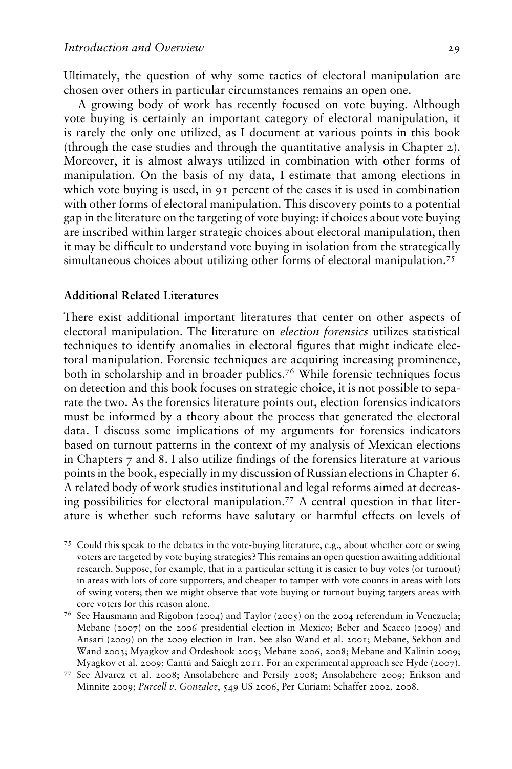Ultimately, the question of why some tactics of electoral manipulation are chosen over others in particular circumstances remains an open one.

A growing body of work has recently focused on vote buying. Although vote buying is certainly an important category of electoral manipulation, it is rarely the only one utilized, as I document at various points in this book (through the case studies and through the quantitative analysis in Chapter 2). Moreover, it is almost always utilized in combination with other forms of manipulation. On the basis of my data, I estimate that among elections in which vote buying is used, in 91 percent of the cases it is used in combination with other forms of electoral manipulation. This discovery points to a potential gap in the literature on the targeting of vote buying: if choices about vote buying are inscribed within larger strategic choices about electoral manipulation, then it may be difficult to understand vote buying in isolation from the strategically simultaneous choices about utilizing other forms of electoral manipulation.[75]

### Additional Related Literatures

There exist additional important literatures that center on other aspects of electoral manipulation. The literature on *election forensics* utilizes statistical techniques to identify anomalies in electoral figures that might indicate electoral manipulation. Forensic techniques are acquiring increasing prominence, both in scholarship and in broader publics.[76] While forensic techniques focus on detection and this book focuses on strategic choice, it is not possible to separate the two. As the forensics literature points out, election forensics indicators must be informed by a theory about the process that generated the electoral data. I discuss some implications of my arguments for forensics indicators based on turnout patterns in the context of my analysis of Mexican elections in Chapters 7 and 8. I also utilize findings of the forensics literature at various points in the book, especially in my discussion of Russian elections in Chapter 6. A related body of work studies institutional and legal reforms aimed at decreasing possibilities for electoral manipulation.[77] A central question in that literature is whether such reforms have salutary or harmful effects on levels of

[75] Could this speak to the debates in the vote-buying literature, e.g., about whether core or swing voters are targeted by vote buying strategies? This remains an open question awaiting additional research. Suppose, for example, that in a particular setting it is easier to buy votes (or turnout) in areas with lots of core supporters, and cheaper to tamper with vote counts in areas with lots of swing voters; then we might observe that vote buying or turnout buying targets areas with core voters for this reason alone.

[76] See Hausmann and Rigobon (2004) and Taylor (2005) on the 2004 referendum in Venezuela; Mebane (2007) on the 2006 presidential election in Mexico; Beber and Scacco (2009) and Ansari (2009) on the 2009 election in Iran. See also Wand et al. 2001; Mebane, Sekhon and Wand 2003; Myagkov and Ordeshook 2005; Mebane 2006, 2008; Mebane and Kalinin 2009; Myagkov et al. 2009; Cantú and Saiegh 2011. For an experimental approach see Hyde (2007).

[77] See Alvarez et al. 2008; Ansolabehere and Persily 2008; Ansolabehere 2009; Erikson and Minnite 2009; *Purcell v. Gonzalez*, 549 US 2006, Per Curiam; Schaffer 2002, 2008.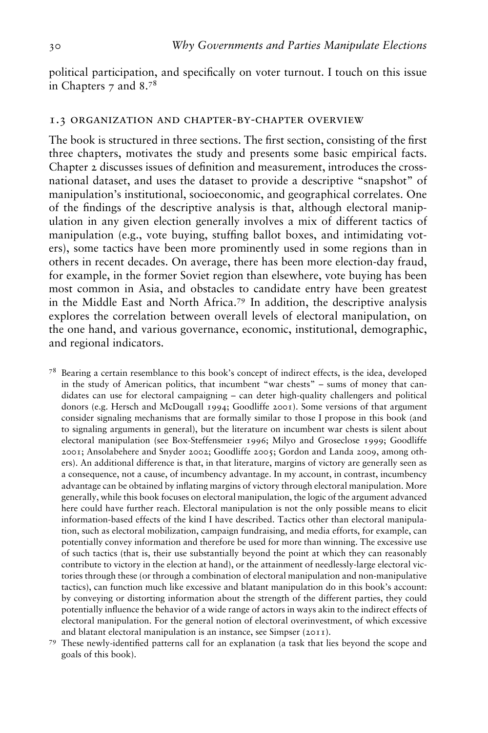political participation, and specifically on voter turnout. I touch on this issue in Chapters 7 and 8.[78]

## 1.3 Organization and Chapter-by-Chapter Overview

The book is structured in three sections. The first section, consisting of the first three chapters, motivates the study and presents some basic empirical facts. Chapter 2 discusses issues of definition and measurement, introduces the cross-national dataset, and uses the dataset to provide a descriptive "snapshot" of manipulation's institutional, socioeconomic, and geographical correlates. One of the findings of the descriptive analysis is that, although electoral manipulation in any given election generally involves a mix of different tactics of manipulation (e.g., vote buying, stuffing ballot boxes, and intimidating voters), some tactics have been more prominently used in some regions than in others in recent decades. On average, there has been more election-day fraud, for example, in the former Soviet region than elsewhere, vote buying has been most common in Asia, and obstacles to candidate entry have been greatest in the Middle East and North Africa.[79] In addition, the descriptive analysis explores the correlation between overall levels of electoral manipulation, on the one hand, and various governance, economic, institutional, demographic, and regional indicators.

[78] Bearing a certain resemblance to this book's concept of indirect effects, is the idea, developed in the study of American politics, that incumbent "war chests" – sums of money that candidates can use for electoral campaigning – can deter high-quality challengers and political donors (e.g. Hersch and McDougall 1994; Goodliffe 2001). Some versions of that argument consider signaling mechanisms that are formally similar to those I propose in this book (and to signaling arguments in general), but the literature on incumbent war chests is silent about electoral manipulation (see Box-Steffensmeier 1996; Milyo and Groseclose 1999; Goodliffe 2001; Ansolabehere and Snyder 2002; Goodliffe 2005; Gordon and Landa 2009, among others). An additional difference is that, in that literature, margins of victory are generally seen as a consequence, not a cause, of incumbency advantage. In my account, in contrast, incumbency advantage can be obtained by inflating margins of victory through electoral manipulation. More generally, while this book focuses on electoral manipulation, the logic of the argument advanced here could have further reach. Electoral manipulation is not the only possible means to elicit information-based effects of the kind I have described. Tactics other than electoral manipulation, such as electoral mobilization, campaign fundraising, and media efforts, for example, can potentially convey information and therefore be used for more than winning. The excessive use of such tactics (that is, their use substantially beyond the point at which they can reasonably contribute to victory in the election at hand), or the attainment of needlessly-large electoral victories through these (or through a combination of electoral manipulation and non-manipulative tactics), can function much like excessive and blatant manipulation do in this book's account: by conveying or distorting information about the strength of the different parties, they could potentially influence the behavior of a wide range of actors in ways akin to the indirect effects of electoral manipulation. For the general notion of electoral overinvestment, of which excessive and blatant electoral manipulation is an instance, see Simpser (2011).

[79] These newly-identified patterns call for an explanation (a task that lies beyond the scope and goals of this book).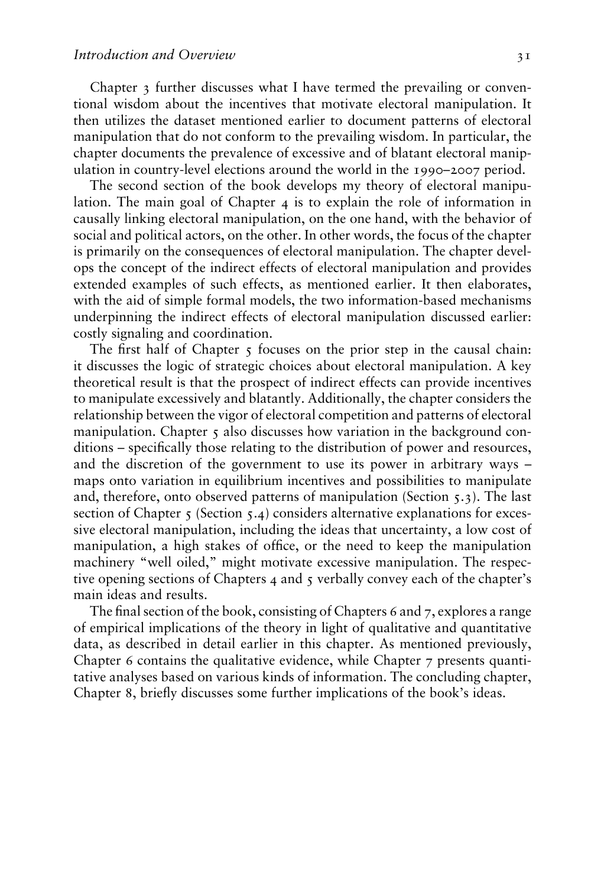Chapter 3 further discusses what I have termed the prevailing or conventional wisdom about the incentives that motivate electoral manipulation. It then utilizes the dataset mentioned earlier to document patterns of electoral manipulation that do not conform to the prevailing wisdom. In particular, the chapter documents the prevalence of excessive and of blatant electoral manipulation in country-level elections around the world in the 1990–2007 period.

The second section of the book develops my theory of electoral manipulation. The main goal of Chapter 4 is to explain the role of information in causally linking electoral manipulation, on the one hand, with the behavior of social and political actors, on the other. In other words, the focus of the chapter is primarily on the consequences of electoral manipulation. The chapter develops the concept of the indirect effects of electoral manipulation and provides extended examples of such effects, as mentioned earlier. It then elaborates, with the aid of simple formal models, the two information-based mechanisms underpinning the indirect effects of electoral manipulation discussed earlier: costly signaling and coordination.

The first half of Chapter 5 focuses on the prior step in the causal chain: it discusses the logic of strategic choices about electoral manipulation. A key theoretical result is that the prospect of indirect effects can provide incentives to manipulate excessively and blatantly. Additionally, the chapter considers the relationship between the vigor of electoral competition and patterns of electoral manipulation. Chapter 5 also discusses how variation in the background conditions – specifically those relating to the distribution of power and resources, and the discretion of the government to use its power in arbitrary ways – maps onto variation in equilibrium incentives and possibilities to manipulate and, therefore, onto observed patterns of manipulation (Section 5.3). The last section of Chapter 5 (Section 5.4) considers alternative explanations for excessive electoral manipulation, including the ideas that uncertainty, a low cost of manipulation, a high stakes of office, or the need to keep the manipulation machinery "well oiled," might motivate excessive manipulation. The respective opening sections of Chapters 4 and 5 verbally convey each of the chapter's main ideas and results.

The final section of the book, consisting of Chapters 6 and 7, explores a range of empirical implications of the theory in light of qualitative and quantitative data, as described in detail earlier in this chapter. As mentioned previously, Chapter 6 contains the qualitative evidence, while Chapter 7 presents quantitative analyses based on various kinds of information. The concluding chapter, Chapter 8, briefly discusses some further implications of the book's ideas.